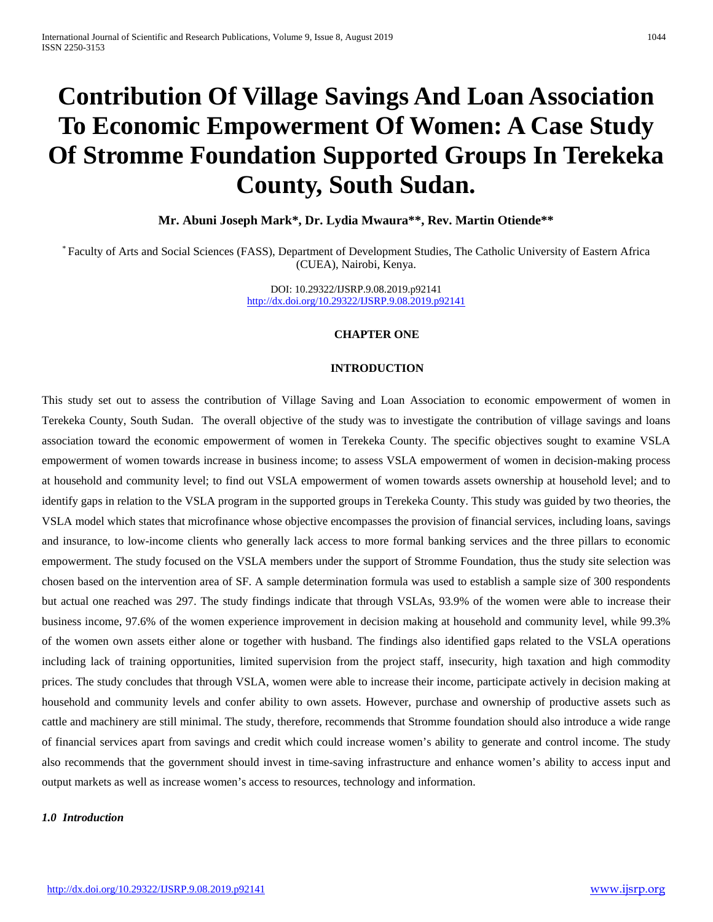# Contribution Of Village Savings And Loan Association To Economic Empowerment Of Women: A Case Study Of Stromme Foundation Supported Groups In Terekeka County, South Sudan.

**Mr. Abuni Joseph Mark\*, Dr. Lydia Mwaura\*\*, Rev. Martin Otiende\*\***

\* Faculty of Arts and Social Sciences (FASS), Department of Development Studies, The Catholic University of Eastern Africa (CUEA), Nairobi, Kenya.

DOI: 10.29322/IJSRP.9.08.2019.p92141
http://dx.doi.org/10.29322/IJSRP.9.08.2019.p92141

## CHAPTER ONE

## INTRODUCTION

This study set out to assess the contribution of Village Saving and Loan Association to economic empowerment of women in Terekeka County, South Sudan. The overall objective of the study was to investigate the contribution of village savings and loans association toward the economic empowerment of women in Terekeka County. The specific objectives sought to examine VSLA empowerment of women towards increase in business income; to assess VSLA empowerment of women in decision-making process at household and community level; to find out VSLA empowerment of women towards assets ownership at household level; and to identify gaps in relation to the VSLA program in the supported groups in Terekeka County. This study was guided by two theories, the VSLA model which states that microfinance whose objective encompasses the provision of financial services, including loans, savings and insurance, to low-income clients who generally lack access to more formal banking services and the three pillars to economic empowerment. The study focused on the VSLA members under the support of Stromme Foundation, thus the study site selection was chosen based on the intervention area of SF. A sample determination formula was used to establish a sample size of 300 respondents but actual one reached was 297. The study findings indicate that through VSLAs, 93.9% of the women were able to increase their business income, 97.6% of the women experience improvement in decision making at household and community level, while 99.3% of the women own assets either alone or together with husband. The findings also identified gaps related to the VSLA operations including lack of training opportunities, limited supervision from the project staff, insecurity, high taxation and high commodity prices. The study concludes that through VSLA, women were able to increase their income, participate actively in decision making at household and community levels and confer ability to own assets. However, purchase and ownership of productive assets such as cattle and machinery are still minimal. The study, therefore, recommends that Stromme foundation should also introduce a wide range of financial services apart from savings and credit which could increase women's ability to generate and control income. The study also recommends that the government should invest in time-saving infrastructure and enhance women's ability to access input and output markets as well as increase women's access to resources, technology and information.

### *1.0 Introduction*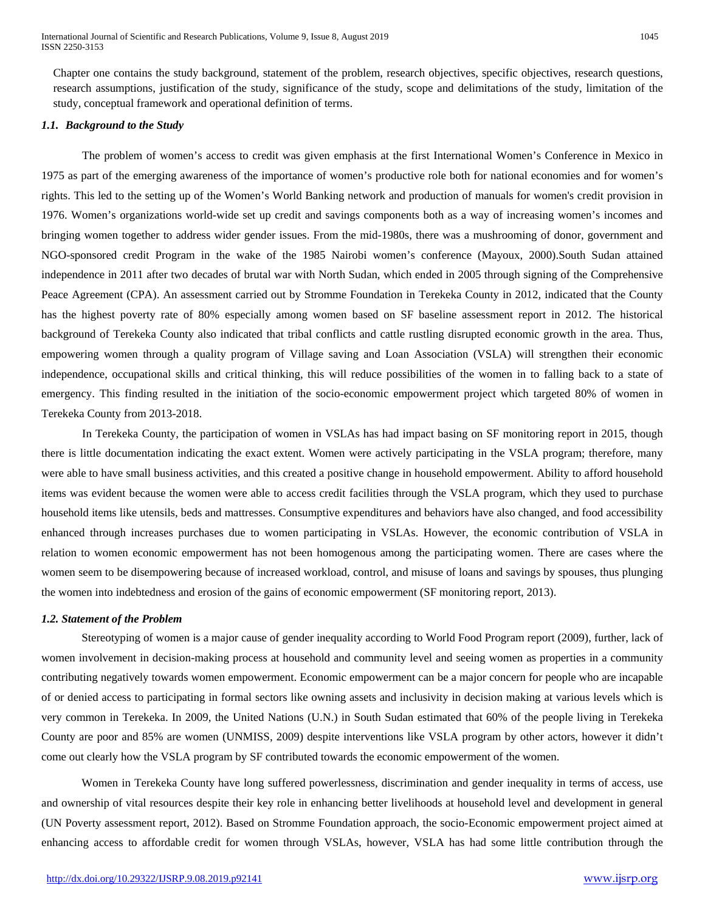Chapter one contains the study background, statement of the problem, research objectives, specific objectives, research questions, research assumptions, justification of the study, significance of the study, scope and delimitations of the study, limitation of the study, conceptual framework and operational definition of terms.

### *1.1. Background to the Study*

The problem of women's access to credit was given emphasis at the first International Women's Conference in Mexico in 1975 as part of the emerging awareness of the importance of women's productive role both for national economies and for women's rights. This led to the setting up of the Women's World Banking network and production of manuals for women's credit provision in 1976. Women's organizations world-wide set up credit and savings components both as a way of increasing women's incomes and bringing women together to address wider gender issues. From the mid-1980s, there was a mushrooming of donor, government and NGO-sponsored credit Program in the wake of the 1985 Nairobi women's conference (Mayoux, 2000).South Sudan attained independence in 2011 after two decades of brutal war with North Sudan, which ended in 2005 through signing of the Comprehensive Peace Agreement (CPA). An assessment carried out by Stromme Foundation in Terekeka County in 2012, indicated that the County has the highest poverty rate of 80% especially among women based on SF baseline assessment report in 2012. The historical background of Terekeka County also indicated that tribal conflicts and cattle rustling disrupted economic growth in the area. Thus, empowering women through a quality program of Village saving and Loan Association (VSLA) will strengthen their economic independence, occupational skills and critical thinking, this will reduce possibilities of the women in to falling back to a state of emergency. This finding resulted in the initiation of the socio-economic empowerment project which targeted 80% of women in Terekeka County from 2013-2018.

In Terekeka County, the participation of women in VSLAs has had impact basing on SF monitoring report in 2015, though there is little documentation indicating the exact extent. Women were actively participating in the VSLA program; therefore, many were able to have small business activities, and this created a positive change in household empowerment. Ability to afford household items was evident because the women were able to access credit facilities through the VSLA program, which they used to purchase household items like utensils, beds and mattresses. Consumptive expenditures and behaviors have also changed, and food accessibility enhanced through increases purchases due to women participating in VSLAs. However, the economic contribution of VSLA in relation to women economic empowerment has not been homogenous among the participating women. There are cases where the women seem to be disempowering because of increased workload, control, and misuse of loans and savings by spouses, thus plunging the women into indebtedness and erosion of the gains of economic empowerment (SF monitoring report, 2013).

### *1.2. Statement of the Problem*

Stereotyping of women is a major cause of gender inequality according to World Food Program report (2009), further, lack of women involvement in decision-making process at household and community level and seeing women as properties in a community contributing negatively towards women empowerment. Economic empowerment can be a major concern for people who are incapable of or denied access to participating in formal sectors like owning assets and inclusivity in decision making at various levels which is very common in Terekeka. In 2009, the United Nations (U.N.) in South Sudan estimated that 60% of the people living in Terekeka County are poor and 85% are women (UNMISS, 2009) despite interventions like VSLA program by other actors, however it didn't come out clearly how the VSLA program by SF contributed towards the economic empowerment of the women.

Women in Terekeka County have long suffered powerlessness, discrimination and gender inequality in terms of access, use and ownership of vital resources despite their key role in enhancing better livelihoods at household level and development in general (UN Poverty assessment report, 2012). Based on Stromme Foundation approach, the socio-Economic empowerment project aimed at enhancing access to affordable credit for women through VSLAs, however, VSLA has had some little contribution through the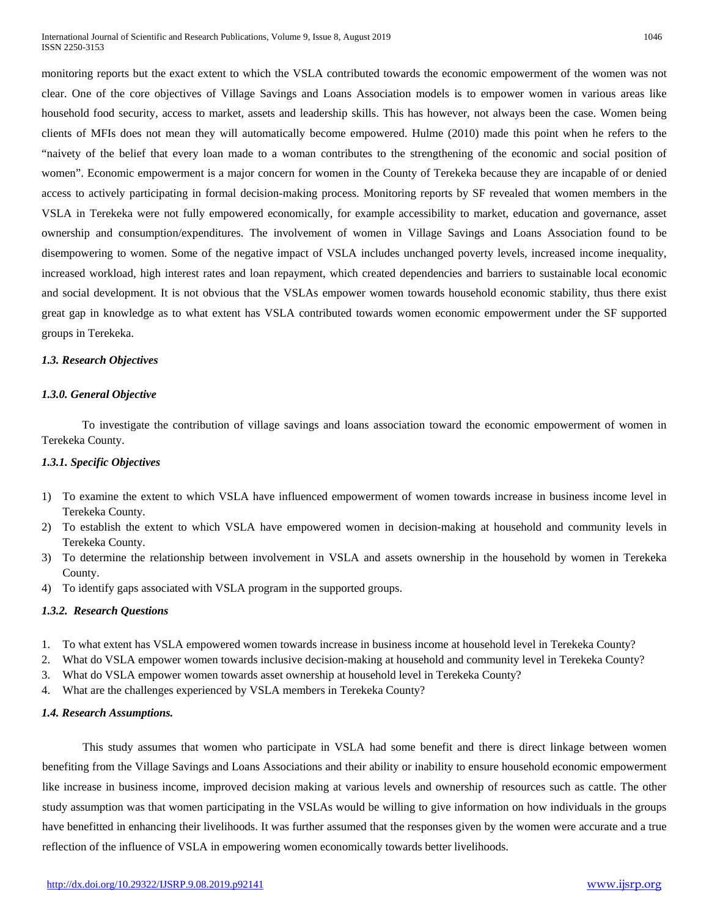monitoring reports but the exact extent to which the VSLA contributed towards the economic empowerment of the women was not clear. One of the core objectives of Village Savings and Loans Association models is to empower women in various areas like household food security, access to market, assets and leadership skills. This has however, not always been the case. Women being clients of MFIs does not mean they will automatically become empowered. Hulme (2010) made this point when he refers to the "naivety of the belief that every loan made to a woman contributes to the strengthening of the economic and social position of women". Economic empowerment is a major concern for women in the County of Terekeka because they are incapable of or denied access to actively participating in formal decision-making process. Monitoring reports by SF revealed that women members in the VSLA in Terekeka were not fully empowered economically, for example accessibility to market, education and governance, asset ownership and consumption/expenditures. The involvement of women in Village Savings and Loans Association found to be disempowering to women. Some of the negative impact of VSLA includes unchanged poverty levels, increased income inequality, increased workload, high interest rates and loan repayment, which created dependencies and barriers to sustainable local economic and social development. It is not obvious that the VSLAs empower women towards household economic stability, thus there exist great gap in knowledge as to what extent has VSLA contributed towards women economic empowerment under the SF supported groups in Terekeka.

### *1.3. Research Objectives*

#### *1.3.0. General Objective*

To investigate the contribution of village savings and loans association toward the economic empowerment of women in Terekeka County.

#### *1.3.1. Specific Objectives*

1) To examine the extent to which VSLA have influenced empowerment of women towards increase in business income level in Terekeka County.
2) To establish the extent to which VSLA have empowered women in decision-making at household and community levels in Terekeka County.
3) To determine the relationship between involvement in VSLA and assets ownership in the household by women in Terekeka County.
4) To identify gaps associated with VSLA program in the supported groups.

#### *1.3.2. Research Questions*

1. To what extent has VSLA empowered women towards increase in business income at household level in Terekeka County?
2. What do VSLA empower women towards inclusive decision-making at household and community level in Terekeka County?
3. What do VSLA empower women towards asset ownership at household level in Terekeka County?
4. What are the challenges experienced by VSLA members in Terekeka County?

### *1.4. Research Assumptions.*

This study assumes that women who participate in VSLA had some benefit and there is direct linkage between women benefiting from the Village Savings and Loans Associations and their ability or inability to ensure household economic empowerment like increase in business income, improved decision making at various levels and ownership of resources such as cattle. The other study assumption was that women participating in the VSLAs would be willing to give information on how individuals in the groups have benefitted in enhancing their livelihoods. It was further assumed that the responses given by the women were accurate and a true reflection of the influence of VSLA in empowering women economically towards better livelihoods.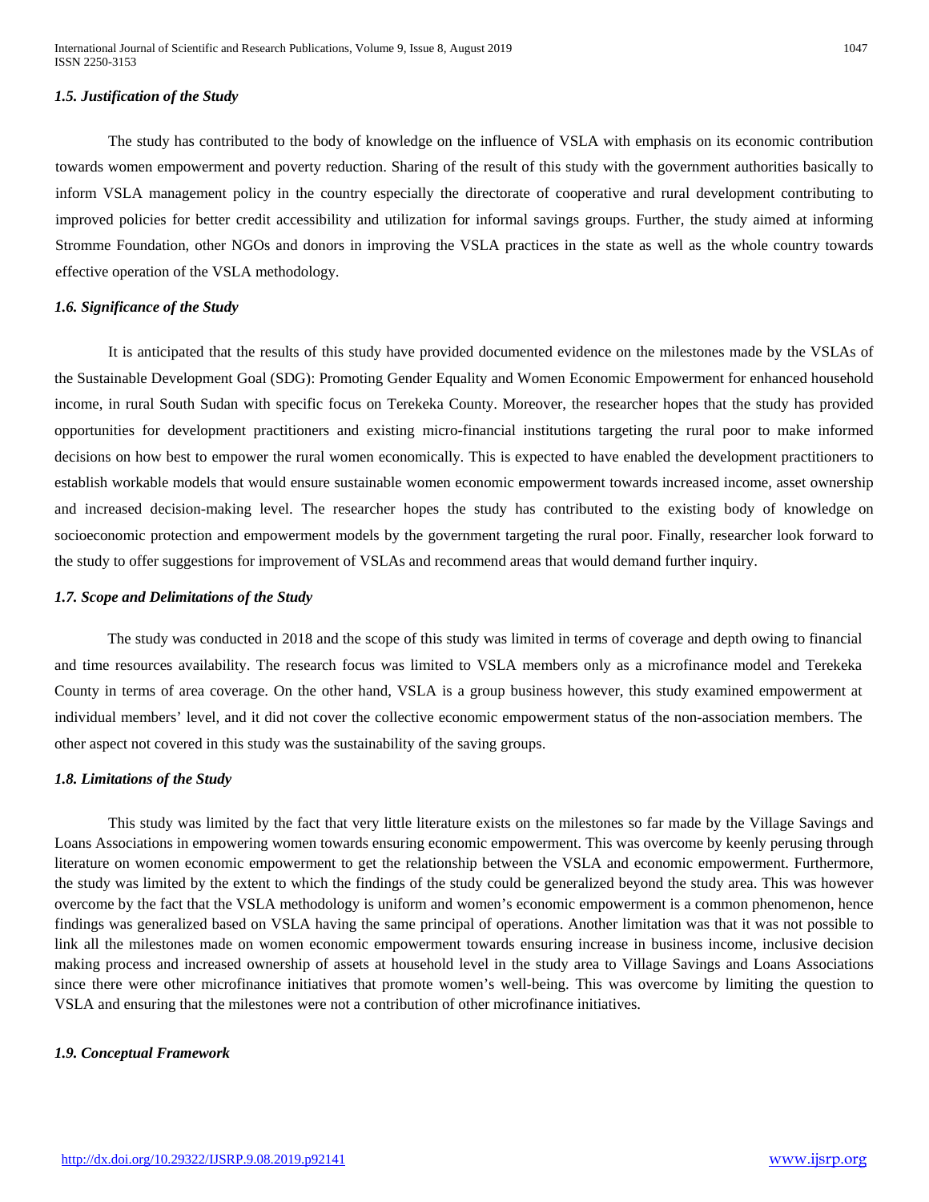### *1.5. Justification of the Study*

The study has contributed to the body of knowledge on the influence of VSLA with emphasis on its economic contribution towards women empowerment and poverty reduction. Sharing of the result of this study with the government authorities basically to inform VSLA management policy in the country especially the directorate of cooperative and rural development contributing to improved policies for better credit accessibility and utilization for informal savings groups. Further, the study aimed at informing Stromme Foundation, other NGOs and donors in improving the VSLA practices in the state as well as the whole country towards effective operation of the VSLA methodology.

### *1.6. Significance of the Study*

It is anticipated that the results of this study have provided documented evidence on the milestones made by the VSLAs of the Sustainable Development Goal (SDG): Promoting Gender Equality and Women Economic Empowerment for enhanced household income, in rural South Sudan with specific focus on Terekeka County. Moreover, the researcher hopes that the study has provided opportunities for development practitioners and existing micro-financial institutions targeting the rural poor to make informed decisions on how best to empower the rural women economically. This is expected to have enabled the development practitioners to establish workable models that would ensure sustainable women economic empowerment towards increased income, asset ownership and increased decision-making level. The researcher hopes the study has contributed to the existing body of knowledge on socioeconomic protection and empowerment models by the government targeting the rural poor. Finally, researcher look forward to the study to offer suggestions for improvement of VSLAs and recommend areas that would demand further inquiry.

### *1.7. Scope and Delimitations of the Study*

The study was conducted in 2018 and the scope of this study was limited in terms of coverage and depth owing to financial and time resources availability. The research focus was limited to VSLA members only as a microfinance model and Terekeka County in terms of area coverage. On the other hand, VSLA is a group business however, this study examined empowerment at individual members' level, and it did not cover the collective economic empowerment status of the non-association members. The other aspect not covered in this study was the sustainability of the saving groups.

### *1.8. Limitations of the Study*

This study was limited by the fact that very little literature exists on the milestones so far made by the Village Savings and Loans Associations in empowering women towards ensuring economic empowerment. This was overcome by keenly perusing through literature on women economic empowerment to get the relationship between the VSLA and economic empowerment. Furthermore, the study was limited by the extent to which the findings of the study could be generalized beyond the study area. This was however overcome by the fact that the VSLA methodology is uniform and women's economic empowerment is a common phenomenon, hence findings was generalized based on VSLA having the same principal of operations. Another limitation was that it was not possible to link all the milestones made on women economic empowerment towards ensuring increase in business income, inclusive decision making process and increased ownership of assets at household level in the study area to Village Savings and Loans Associations since there were other microfinance initiatives that promote women's well-being. This was overcome by limiting the question to VSLA and ensuring that the milestones were not a contribution of other microfinance initiatives.

### *1.9. Conceptual Framework*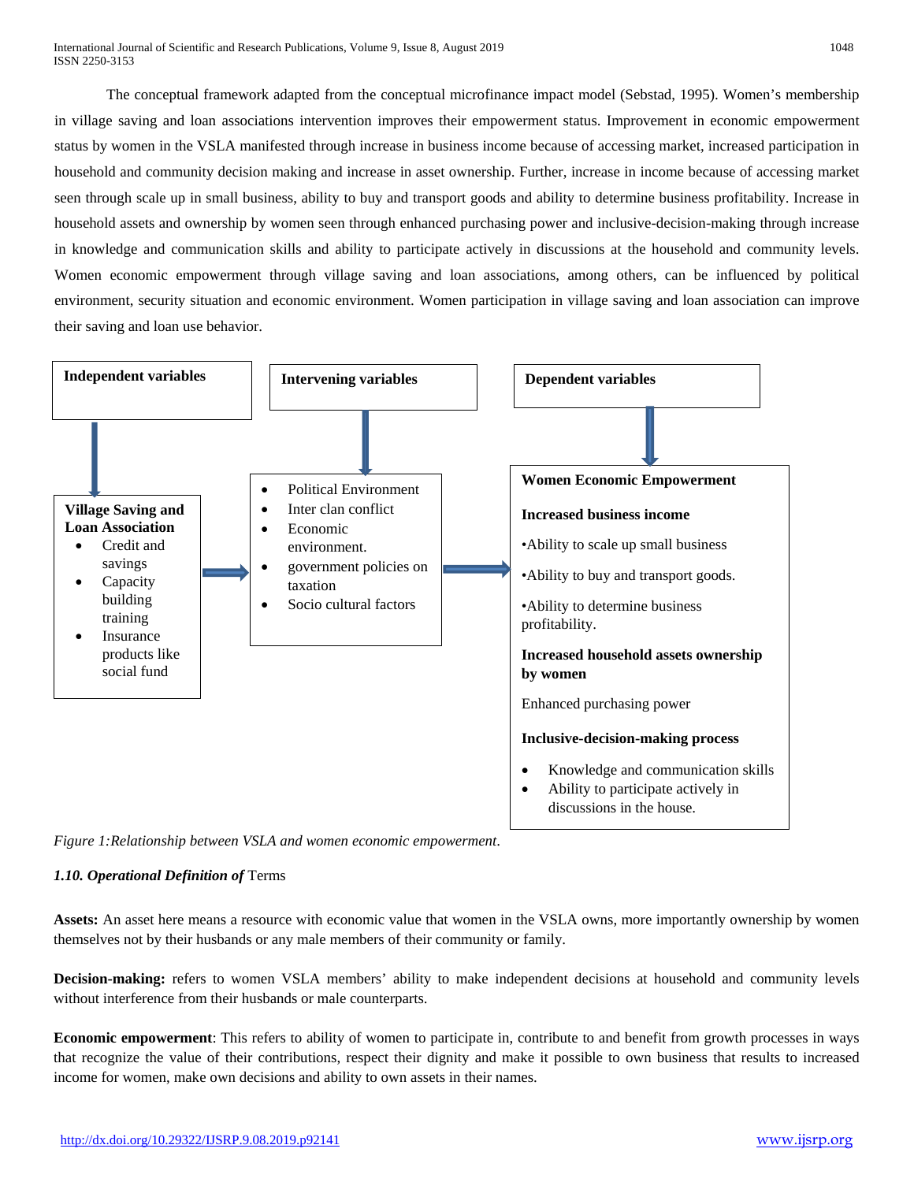The conceptual framework adapted from the conceptual microfinance impact model (Sebstad, 1995). Women's membership in village saving and loan associations intervention improves their empowerment status. Improvement in economic empowerment status by women in the VSLA manifested through increase in business income because of accessing market, increased participation in household and community decision making and increase in asset ownership. Further, increase in income because of accessing market seen through scale up in small business, ability to buy and transport goods and ability to determine business profitability. Increase in household assets and ownership by women seen through enhanced purchasing power and inclusive-decision-making through increase in knowledge and communication skills and ability to participate actively in discussions at the household and community levels. Women economic empowerment through village saving and loan associations, among others, can be influenced by political environment, security situation and economic environment. Women participation in village saving and loan association can improve their saving and loan use behavior.

**Independent variables**

**Village Saving and Loan Association**

- Credit and savings
- Capacity building training
- Insurance products like social fund

**Intervening variables**

- Political Environment
- Inter clan conflict
- Economic environment.
- government policies on taxation
- Socio cultural factors

**Dependent variables**

**Women Economic Empowerment**

**Increased business income**

•Ability to scale up small business

•Ability to buy and transport goods.

•Ability to determine business profitability.

**Increased household assets ownership by women**

Enhanced purchasing power

**Inclusive-decision-making process**

- Knowledge and communication skills
- Ability to participate actively in discussions in the house.

*Figure 1:Relationship between VSLA and women economic empowerment.*

### *1.10. Operational Definition of* Terms

**Assets:** An asset here means a resource with economic value that women in the VSLA owns, more importantly ownership by women themselves not by their husbands or any male members of their community or family.

**Decision-making:** refers to women VSLA members' ability to make independent decisions at household and community levels without interference from their husbands or male counterparts.

**Economic empowerment**: This refers to ability of women to participate in, contribute to and benefit from growth processes in ways that recognize the value of their contributions, respect their dignity and make it possible to own business that results to increased income for women, make own decisions and ability to own assets in their names.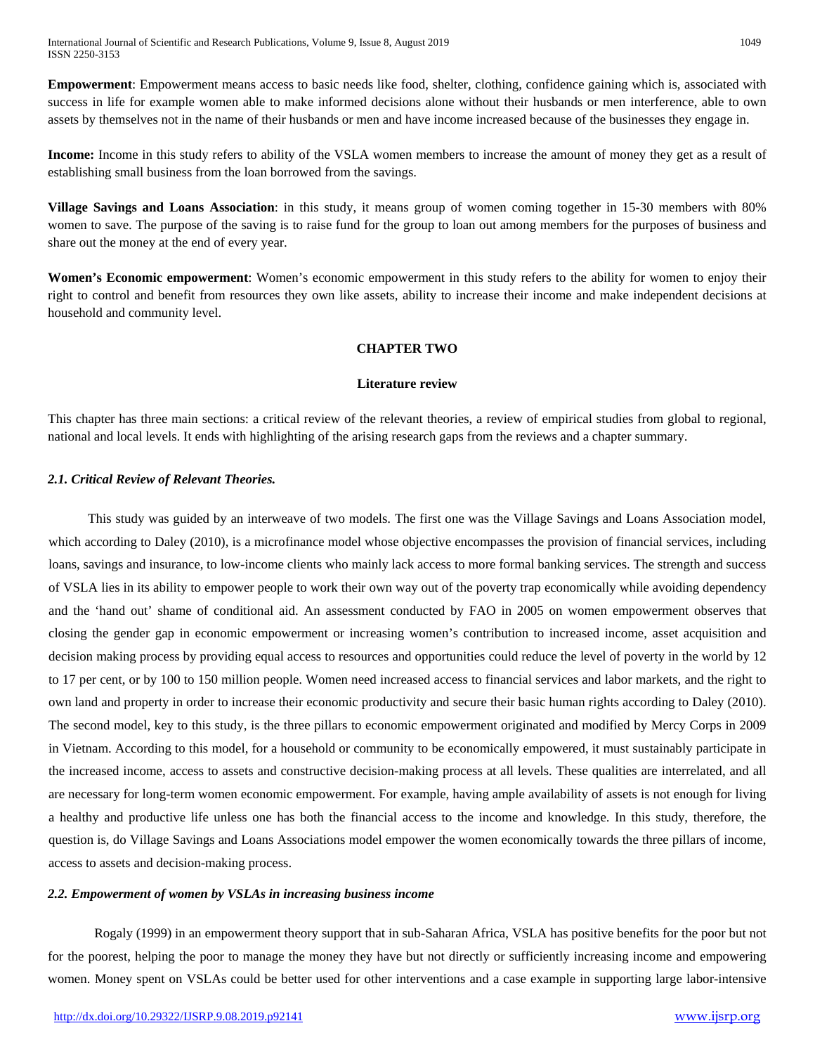**Empowerment**: Empowerment means access to basic needs like food, shelter, clothing, confidence gaining which is, associated with success in life for example women able to make informed decisions alone without their husbands or men interference, able to own assets by themselves not in the name of their husbands or men and have income increased because of the businesses they engage in.

**Income:** Income in this study refers to ability of the VSLA women members to increase the amount of money they get as a result of establishing small business from the loan borrowed from the savings.

**Village Savings and Loans Association**: in this study, it means group of women coming together in 15-30 members with 80% women to save. The purpose of the saving is to raise fund for the group to loan out among members for the purposes of business and share out the money at the end of every year.

**Women's Economic empowerment**: Women's economic empowerment in this study refers to the ability for women to enjoy their right to control and benefit from resources they own like assets, ability to increase their income and make independent decisions at household and community level.

# CHAPTER TWO

## Literature review

This chapter has three main sections: a critical review of the relevant theories, a review of empirical studies from global to regional, national and local levels. It ends with highlighting of the arising research gaps from the reviews and a chapter summary.

### *2.1. Critical Review of Relevant Theories.*

This study was guided by an interweave of two models. The first one was the Village Savings and Loans Association model, which according to Daley (2010), is a microfinance model whose objective encompasses the provision of financial services, including loans, savings and insurance, to low-income clients who mainly lack access to more formal banking services. The strength and success of VSLA lies in its ability to empower people to work their own way out of the poverty trap economically while avoiding dependency and the 'hand out' shame of conditional aid. An assessment conducted by FAO in 2005 on women empowerment observes that closing the gender gap in economic empowerment or increasing women's contribution to increased income, asset acquisition and decision making process by providing equal access to resources and opportunities could reduce the level of poverty in the world by 12 to 17 per cent, or by 100 to 150 million people. Women need increased access to financial services and labor markets, and the right to own land and property in order to increase their economic productivity and secure their basic human rights according to Daley (2010). The second model, key to this study, is the three pillars to economic empowerment originated and modified by Mercy Corps in 2009 in Vietnam. According to this model, for a household or community to be economically empowered, it must sustainably participate in the increased income, access to assets and constructive decision-making process at all levels. These qualities are interrelated, and all are necessary for long-term women economic empowerment. For example, having ample availability of assets is not enough for living a healthy and productive life unless one has both the financial access to the income and knowledge. In this study, therefore, the question is, do Village Savings and Loans Associations model empower the women economically towards the three pillars of income, access to assets and decision-making process.

### *2.2. Empowerment of women by VSLAs in increasing business income*

Rogaly (1999) in an empowerment theory support that in sub-Saharan Africa, VSLA has positive benefits for the poor but not for the poorest, helping the poor to manage the money they have but not directly or sufficiently increasing income and empowering women. Money spent on VSLAs could be better used for other interventions and a case example in supporting large labor-intensive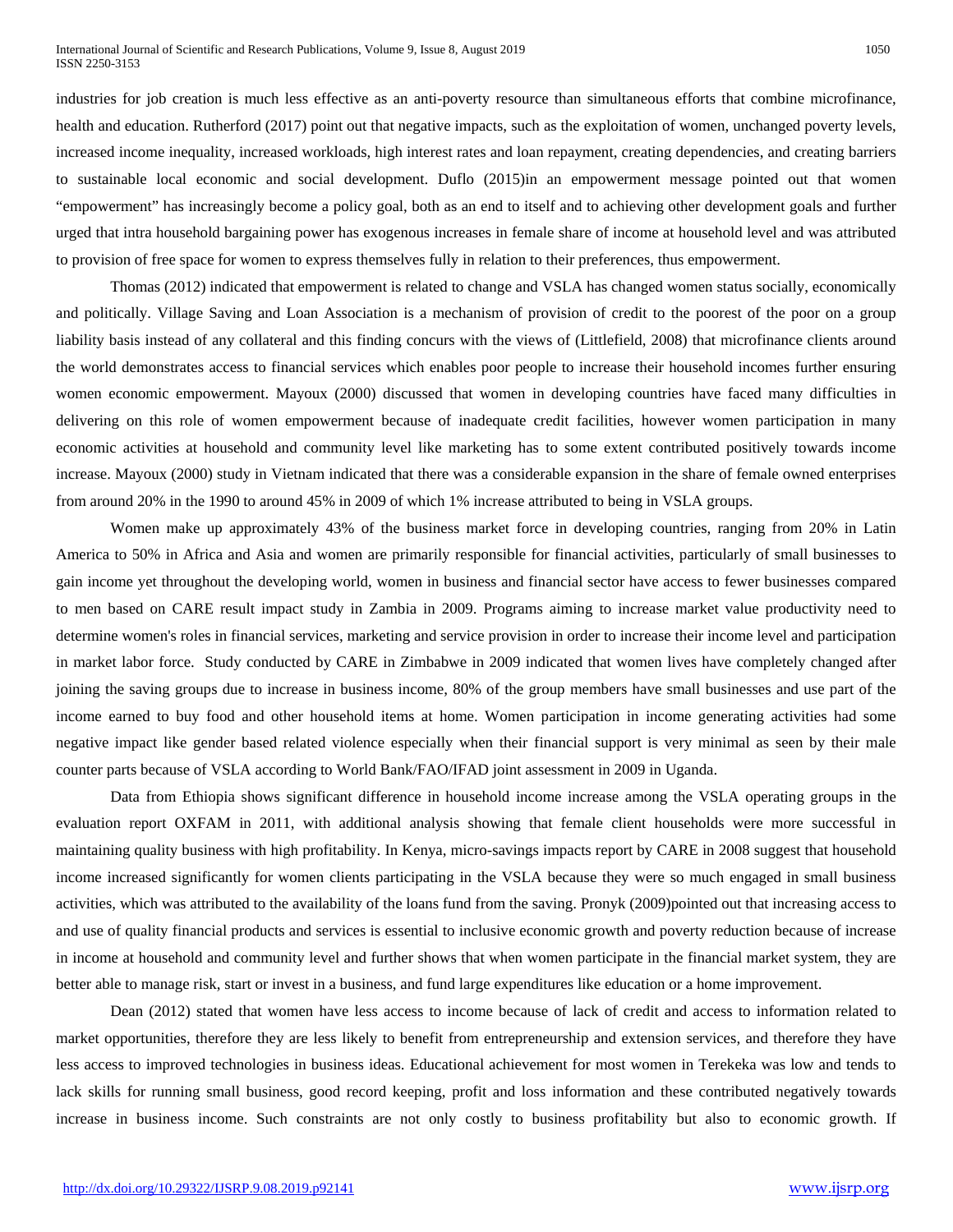industries for job creation is much less effective as an anti-poverty resource than simultaneous efforts that combine microfinance, health and education. Rutherford (2017) point out that negative impacts, such as the exploitation of women, unchanged poverty levels, increased income inequality, increased workloads, high interest rates and loan repayment, creating dependencies, and creating barriers to sustainable local economic and social development. Duflo (2015)in an empowerment message pointed out that women "empowerment" has increasingly become a policy goal, both as an end to itself and to achieving other development goals and further urged that intra household bargaining power has exogenous increases in female share of income at household level and was attributed to provision of free space for women to express themselves fully in relation to their preferences, thus empowerment.

Thomas (2012) indicated that empowerment is related to change and VSLA has changed women status socially, economically and politically. Village Saving and Loan Association is a mechanism of provision of credit to the poorest of the poor on a group liability basis instead of any collateral and this finding concurs with the views of (Littlefield, 2008) that microfinance clients around the world demonstrates access to financial services which enables poor people to increase their household incomes further ensuring women economic empowerment. Mayoux (2000) discussed that women in developing countries have faced many difficulties in delivering on this role of women empowerment because of inadequate credit facilities, however women participation in many economic activities at household and community level like marketing has to some extent contributed positively towards income increase. Mayoux (2000) study in Vietnam indicated that there was a considerable expansion in the share of female owned enterprises from around 20% in the 1990 to around 45% in 2009 of which 1% increase attributed to being in VSLA groups.

Women make up approximately 43% of the business market force in developing countries, ranging from 20% in Latin America to 50% in Africa and Asia and women are primarily responsible for financial activities, particularly of small businesses to gain income yet throughout the developing world, women in business and financial sector have access to fewer businesses compared to men based on CARE result impact study in Zambia in 2009. Programs aiming to increase market value productivity need to determine women's roles in financial services, marketing and service provision in order to increase their income level and participation in market labor force. Study conducted by CARE in Zimbabwe in 2009 indicated that women lives have completely changed after joining the saving groups due to increase in business income, 80% of the group members have small businesses and use part of the income earned to buy food and other household items at home. Women participation in income generating activities had some negative impact like gender based related violence especially when their financial support is very minimal as seen by their male counter parts because of VSLA according to World Bank/FAO/IFAD joint assessment in 2009 in Uganda.

Data from Ethiopia shows significant difference in household income increase among the VSLA operating groups in the evaluation report OXFAM in 2011, with additional analysis showing that female client households were more successful in maintaining quality business with high profitability. In Kenya, micro-savings impacts report by CARE in 2008 suggest that household income increased significantly for women clients participating in the VSLA because they were so much engaged in small business activities, which was attributed to the availability of the loans fund from the saving. Pronyk (2009)pointed out that increasing access to and use of quality financial products and services is essential to inclusive economic growth and poverty reduction because of increase in income at household and community level and further shows that when women participate in the financial market system, they are better able to manage risk, start or invest in a business, and fund large expenditures like education or a home improvement.

Dean (2012) stated that women have less access to income because of lack of credit and access to information related to market opportunities, therefore they are less likely to benefit from entrepreneurship and extension services, and therefore they have less access to improved technologies in business ideas. Educational achievement for most women in Terekeka was low and tends to lack skills for running small business, good record keeping, profit and loss information and these contributed negatively towards increase in business income. Such constraints are not only costly to business profitability but also to economic growth. If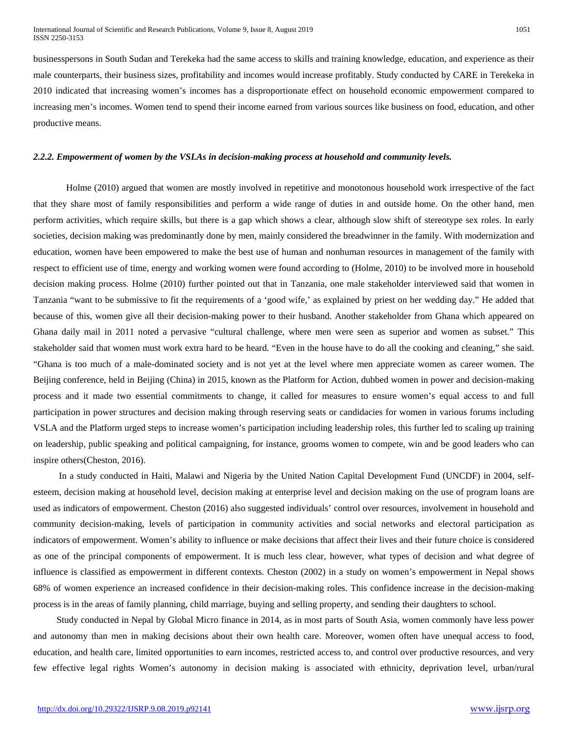businesspersons in South Sudan and Terekeka had the same access to skills and training knowledge, education, and experience as their male counterparts, their business sizes, profitability and incomes would increase profitably. Study conducted by CARE in Terekeka in 2010 indicated that increasing women's incomes has a disproportionate effect on household economic empowerment compared to increasing men's incomes. Women tend to spend their income earned from various sources like business on food, education, and other productive means.

### *2.2.2. Empowerment of women by the VSLAs in decision-making process at household and community levels.*

Holme (2010) argued that women are mostly involved in repetitive and monotonous household work irrespective of the fact that they share most of family responsibilities and perform a wide range of duties in and outside home. On the other hand, men perform activities, which require skills, but there is a gap which shows a clear, although slow shift of stereotype sex roles. In early societies, decision making was predominantly done by men, mainly considered the breadwinner in the family. With modernization and education, women have been empowered to make the best use of human and nonhuman resources in management of the family with respect to efficient use of time, energy and working women were found according to (Holme, 2010) to be involved more in household decision making process. Holme (2010) further pointed out that in Tanzania, one male stakeholder interviewed said that women in Tanzania "want to be submissive to fit the requirements of a 'good wife,' as explained by priest on her wedding day." He added that because of this, women give all their decision-making power to their husband. Another stakeholder from Ghana which appeared on Ghana daily mail in 2011 noted a pervasive "cultural challenge, where men were seen as superior and women as subset." This stakeholder said that women must work extra hard to be heard. "Even in the house have to do all the cooking and cleaning," she said. "Ghana is too much of a male-dominated society and is not yet at the level where men appreciate women as career women. The Beijing conference, held in Beijing (China) in 2015, known as the Platform for Action, dubbed women in power and decision-making process and it made two essential commitments to change, it called for measures to ensure women's equal access to and full participation in power structures and decision making through reserving seats or candidacies for women in various forums including VSLA and the Platform urged steps to increase women's participation including leadership roles, this further led to scaling up training on leadership, public speaking and political campaigning, for instance, grooms women to compete, win and be good leaders who can inspire others(Cheston, 2016).

In a study conducted in Haiti, Malawi and Nigeria by the United Nation Capital Development Fund (UNCDF) in 2004, self-esteem, decision making at household level, decision making at enterprise level and decision making on the use of program loans are used as indicators of empowerment. Cheston (2016) also suggested individuals' control over resources, involvement in household and community decision-making, levels of participation in community activities and social networks and electoral participation as indicators of empowerment. Women's ability to influence or make decisions that affect their lives and their future choice is considered as one of the principal components of empowerment. It is much less clear, however, what types of decision and what degree of influence is classified as empowerment in different contexts. Cheston (2002) in a study on women's empowerment in Nepal shows 68% of women experience an increased confidence in their decision-making roles. This confidence increase in the decision-making process is in the areas of family planning, child marriage, buying and selling property, and sending their daughters to school.

Study conducted in Nepal by Global Micro finance in 2014, as in most parts of South Asia, women commonly have less power and autonomy than men in making decisions about their own health care. Moreover, women often have unequal access to food, education, and health care, limited opportunities to earn incomes, restricted access to, and control over productive resources, and very few effective legal rights Women's autonomy in decision making is associated with ethnicity, deprivation level, urban/rural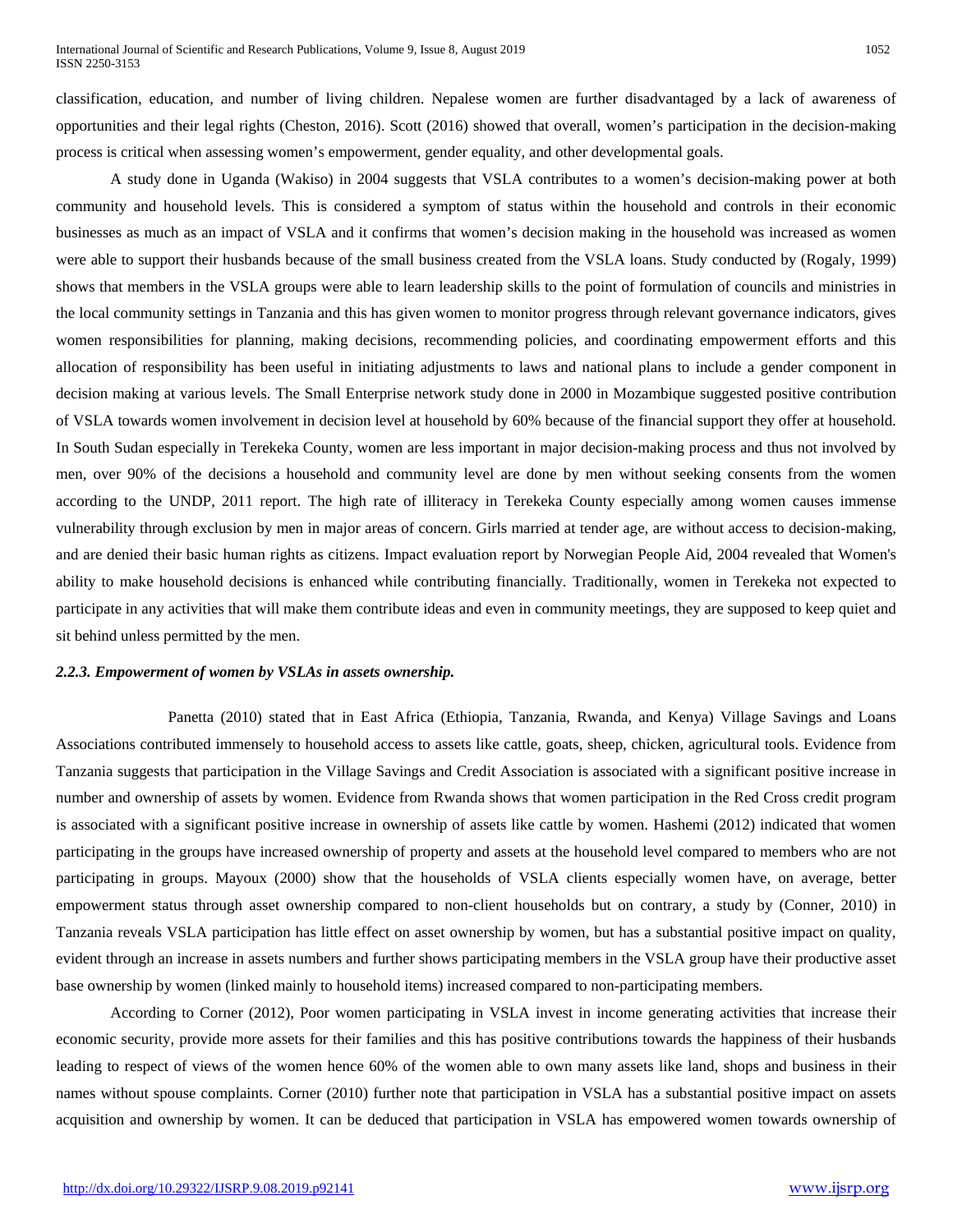classification, education, and number of living children. Nepalese women are further disadvantaged by a lack of awareness of opportunities and their legal rights (Cheston, 2016). Scott (2016) showed that overall, women's participation in the decision-making process is critical when assessing women's empowerment, gender equality, and other developmental goals.

A study done in Uganda (Wakiso) in 2004 suggests that VSLA contributes to a women's decision-making power at both community and household levels. This is considered a symptom of status within the household and controls in their economic businesses as much as an impact of VSLA and it confirms that women's decision making in the household was increased as women were able to support their husbands because of the small business created from the VSLA loans. Study conducted by (Rogaly, 1999) shows that members in the VSLA groups were able to learn leadership skills to the point of formulation of councils and ministries in the local community settings in Tanzania and this has given women to monitor progress through relevant governance indicators, gives women responsibilities for planning, making decisions, recommending policies, and coordinating empowerment efforts and this allocation of responsibility has been useful in initiating adjustments to laws and national plans to include a gender component in decision making at various levels. The Small Enterprise network study done in 2000 in Mozambique suggested positive contribution of VSLA towards women involvement in decision level at household by 60% because of the financial support they offer at household. In South Sudan especially in Terekeka County, women are less important in major decision-making process and thus not involved by men, over 90% of the decisions a household and community level are done by men without seeking consents from the women according to the UNDP, 2011 report. The high rate of illiteracy in Terekeka County especially among women causes immense vulnerability through exclusion by men in major areas of concern. Girls married at tender age, are without access to decision-making, and are denied their basic human rights as citizens. Impact evaluation report by Norwegian People Aid, 2004 revealed that Women's ability to make household decisions is enhanced while contributing financially. Traditionally, women in Terekeka not expected to participate in any activities that will make them contribute ideas and even in community meetings, they are supposed to keep quiet and sit behind unless permitted by the men.

### *2.2.3. Empowerment of women by VSLAs in assets ownership.*

Panetta (2010) stated that in East Africa (Ethiopia, Tanzania, Rwanda, and Kenya) Village Savings and Loans Associations contributed immensely to household access to assets like cattle, goats, sheep, chicken, agricultural tools. Evidence from Tanzania suggests that participation in the Village Savings and Credit Association is associated with a significant positive increase in number and ownership of assets by women. Evidence from Rwanda shows that women participation in the Red Cross credit program is associated with a significant positive increase in ownership of assets like cattle by women. Hashemi (2012) indicated that women participating in the groups have increased ownership of property and assets at the household level compared to members who are not participating in groups. Mayoux (2000) show that the households of VSLA clients especially women have, on average, better empowerment status through asset ownership compared to non-client households but on contrary, a study by (Conner, 2010) in Tanzania reveals VSLA participation has little effect on asset ownership by women, but has a substantial positive impact on quality, evident through an increase in assets numbers and further shows participating members in the VSLA group have their productive asset base ownership by women (linked mainly to household items) increased compared to non-participating members.

According to Corner (2012), Poor women participating in VSLA invest in income generating activities that increase their economic security, provide more assets for their families and this has positive contributions towards the happiness of their husbands leading to respect of views of the women hence 60% of the women able to own many assets like land, shops and business in their names without spouse complaints. Corner (2010) further note that participation in VSLA has a substantial positive impact on assets acquisition and ownership by women. It can be deduced that participation in VSLA has empowered women towards ownership of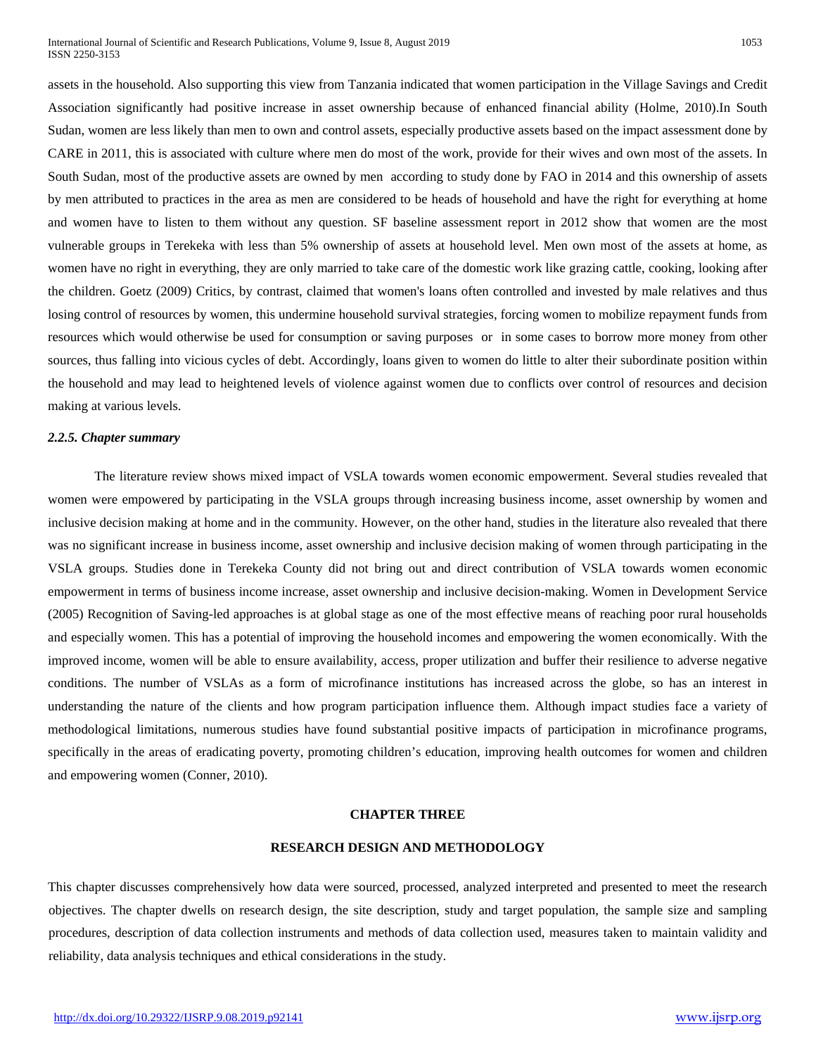assets in the household. Also supporting this view from Tanzania indicated that women participation in the Village Savings and Credit Association significantly had positive increase in asset ownership because of enhanced financial ability (Holme, 2010).In South Sudan, women are less likely than men to own and control assets, especially productive assets based on the impact assessment done by CARE in 2011, this is associated with culture where men do most of the work, provide for their wives and own most of the assets. In South Sudan, most of the productive assets are owned by men according to study done by FAO in 2014 and this ownership of assets by men attributed to practices in the area as men are considered to be heads of household and have the right for everything at home and women have to listen to them without any question. SF baseline assessment report in 2012 show that women are the most vulnerable groups in Terekeka with less than 5% ownership of assets at household level. Men own most of the assets at home, as women have no right in everything, they are only married to take care of the domestic work like grazing cattle, cooking, looking after the children. Goetz (2009) Critics, by contrast, claimed that women's loans often controlled and invested by male relatives and thus losing control of resources by women, this undermine household survival strategies, forcing women to mobilize repayment funds from resources which would otherwise be used for consumption or saving purposes or in some cases to borrow more money from other sources, thus falling into vicious cycles of debt. Accordingly, loans given to women do little to alter their subordinate position within the household and may lead to heightened levels of violence against women due to conflicts over control of resources and decision making at various levels.

### *2.2.5. Chapter summary*

The literature review shows mixed impact of VSLA towards women economic empowerment. Several studies revealed that women were empowered by participating in the VSLA groups through increasing business income, asset ownership by women and inclusive decision making at home and in the community. However, on the other hand, studies in the literature also revealed that there was no significant increase in business income, asset ownership and inclusive decision making of women through participating in the VSLA groups. Studies done in Terekeka County did not bring out and direct contribution of VSLA towards women economic empowerment in terms of business income increase, asset ownership and inclusive decision-making. Women in Development Service (2005) Recognition of Saving-led approaches is at global stage as one of the most effective means of reaching poor rural households and especially women. This has a potential of improving the household incomes and empowering the women economically. With the improved income, women will be able to ensure availability, access, proper utilization and buffer their resilience to adverse negative conditions. The number of VSLAs as a form of microfinance institutions has increased across the globe, so has an interest in understanding the nature of the clients and how program participation influence them. Although impact studies face a variety of methodological limitations, numerous studies have found substantial positive impacts of participation in microfinance programs, specifically in the areas of eradicating poverty, promoting children's education, improving health outcomes for women and children and empowering women (Conner, 2010).

# CHAPTER THREE

## RESEARCH DESIGN AND METHODOLOGY

This chapter discusses comprehensively how data were sourced, processed, analyzed interpreted and presented to meet the research objectives. The chapter dwells on research design, the site description, study and target population, the sample size and sampling procedures, description of data collection instruments and methods of data collection used, measures taken to maintain validity and reliability, data analysis techniques and ethical considerations in the study.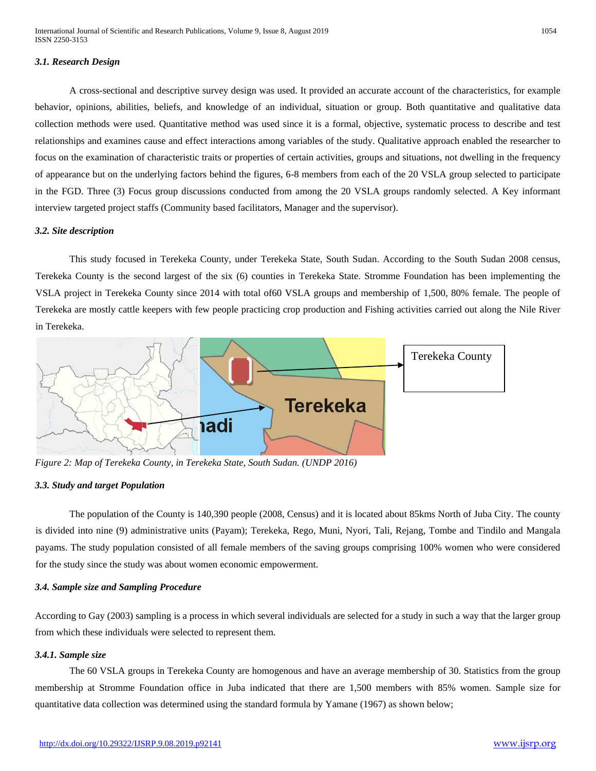#### *3.1. Research Design*

A cross-sectional and descriptive survey design was used. It provided an accurate account of the characteristics, for example behavior, opinions, abilities, beliefs, and knowledge of an individual, situation or group. Both quantitative and qualitative data collection methods were used. Quantitative method was used since it is a formal, objective, systematic process to describe and test relationships and examines cause and effect interactions among variables of the study. Qualitative approach enabled the researcher to focus on the examination of characteristic traits or properties of certain activities, groups and situations, not dwelling in the frequency of appearance but on the underlying factors behind the figures, 6-8 members from each of the 20 VSLA group selected to participate in the FGD. Three (3) Focus group discussions conducted from among the 20 VSLA groups randomly selected. A Key informant interview targeted project staffs (Community based facilitators, Manager and the supervisor).

#### *3.2. Site description*

This study focused in Terekeka County, under Terekeka State, South Sudan. According to the South Sudan 2008 census, Terekeka County is the second largest of the six (6) counties in Terekeka State. Stromme Foundation has been implementing the VSLA project in Terekeka County since 2014 with total of60 VSLA groups and membership of 1,500, 80% female. The people of Terekeka are mostly cattle keepers with few people practicing crop production and Fishing activities carried out along the Nile River in Terekeka.

*Figure 2: Map of Terekeka County, in Terekeka State, South Sudan. (UNDP 2016)*

#### *3.3. Study and target Population*

The population of the County is 140,390 people (2008, Census) and it is located about 85kms North of Juba City. The county is divided into nine (9) administrative units (Payam); Terekeka, Rego, Muni, Nyori, Tali, Rejang, Tombe and Tindilo and Mangala payams. The study population consisted of all female members of the saving groups comprising 100% women who were considered for the study since the study was about women economic empowerment.

#### *3.4. Sample size and Sampling Procedure*

According to Gay (2003) sampling is a process in which several individuals are selected for a study in such a way that the larger group from which these individuals were selected to represent them.

#### *3.4.1. Sample size*

The 60 VSLA groups in Terekeka County are homogenous and have an average membership of 30. Statistics from the group membership at Stromme Foundation office in Juba indicated that there are 1,500 members with 85% women. Sample size for quantitative data collection was determined using the standard formula by Yamane (1967) as shown below;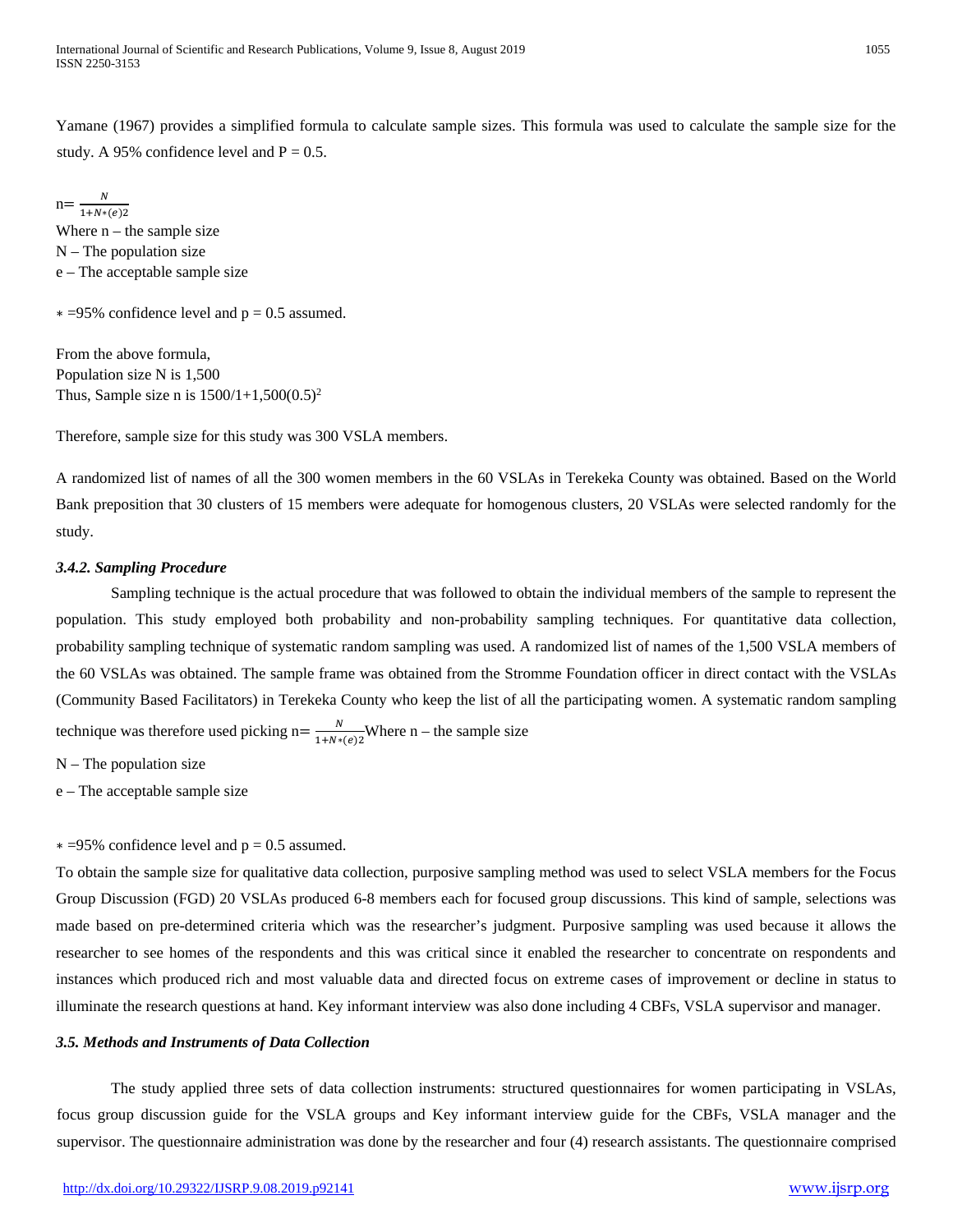Yamane (1967) provides a simplified formula to calculate sample sizes. This formula was used to calculate the sample size for the study. A 95% confidence level and P = 0.5.

$$n = \frac{N}{1+N*(e)2}$$

Where n – the sample size
N – The population size
e – The acceptable sample size

$*$ =95% confidence level and p = 0.5 assumed.

From the above formula,
Population size N is 1,500
Thus, Sample size n is $1500/1+1{,}500(0.5)^2$

Therefore, sample size for this study was 300 VSLA members.

A randomized list of names of all the 300 women members in the 60 VSLAs in Terekeka County was obtained. Based on the World Bank preposition that 30 clusters of 15 members were adequate for homogenous clusters, 20 VSLAs were selected randomly for the study.

#### *3.4.2. Sampling Procedure*

Sampling technique is the actual procedure that was followed to obtain the individual members of the sample to represent the population. This study employed both probability and non-probability sampling techniques. For quantitative data collection, probability sampling technique of systematic random sampling was used. A randomized list of names of the 1,500 VSLA members of the 60 VSLAs was obtained. The sample frame was obtained from the Stromme Foundation officer in direct contact with the VSLAs (Community Based Facilitators) in Terekeka County who keep the list of all the participating women. A systematic random sampling technique was therefore used picking $n = \frac{N}{1+N*(e)2}$Where n – the sample size

N – The population size

e – The acceptable sample size

$*$ =95% confidence level and p = 0.5 assumed.

To obtain the sample size for qualitative data collection, purposive sampling method was used to select VSLA members for the Focus Group Discussion (FGD) 20 VSLAs produced 6-8 members each for focused group discussions. This kind of sample, selections was made based on pre-determined criteria which was the researcher's judgment. Purposive sampling was used because it allows the researcher to see homes of the respondents and this was critical since it enabled the researcher to concentrate on respondents and instances which produced rich and most valuable data and directed focus on extreme cases of improvement or decline in status to illuminate the research questions at hand. Key informant interview was also done including 4 CBFs, VSLA supervisor and manager.

### *3.5. Methods and Instruments of Data Collection*

The study applied three sets of data collection instruments: structured questionnaires for women participating in VSLAs, focus group discussion guide for the VSLA groups and Key informant interview guide for the CBFs, VSLA manager and the supervisor. The questionnaire administration was done by the researcher and four (4) research assistants. The questionnaire comprised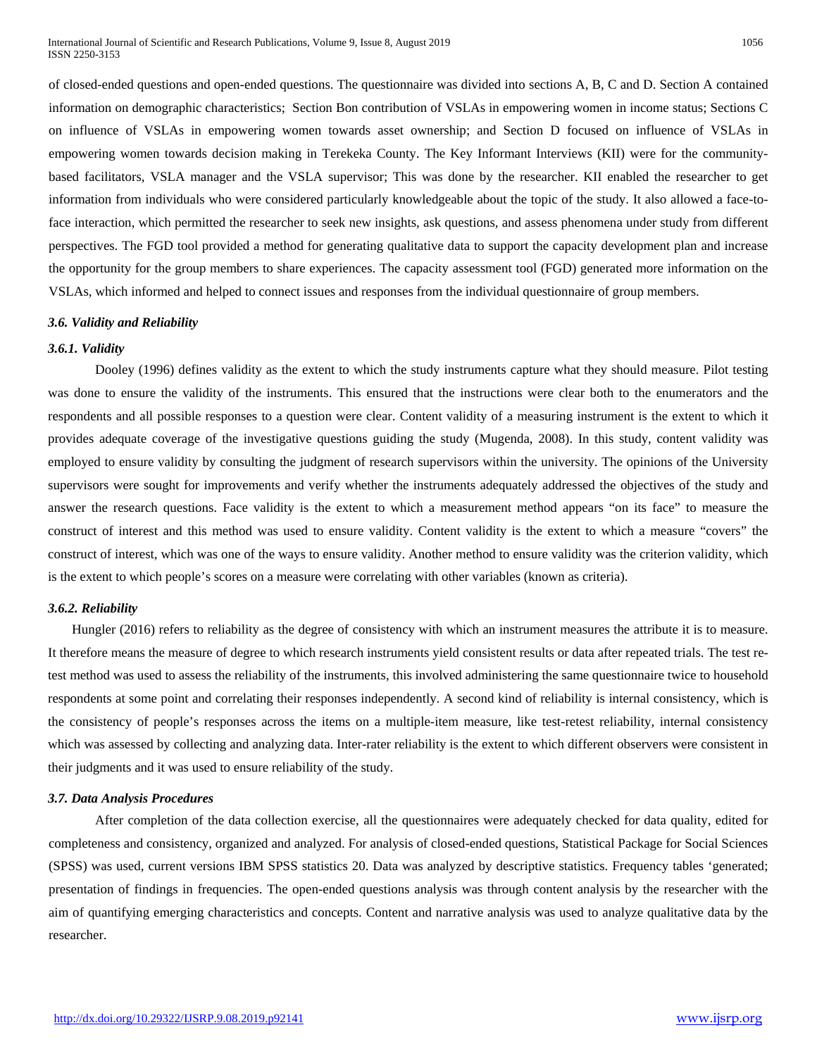of closed-ended questions and open-ended questions. The questionnaire was divided into sections A, B, C and D. Section A contained information on demographic characteristics; Section Bon contribution of VSLAs in empowering women in income status; Sections C on influence of VSLAs in empowering women towards asset ownership; and Section D focused on influence of VSLAs in empowering women towards decision making in Terekeka County. The Key Informant Interviews (KII) were for the community-based facilitators, VSLA manager and the VSLA supervisor; This was done by the researcher. KII enabled the researcher to get information from individuals who were considered particularly knowledgeable about the topic of the study. It also allowed a face-to-face interaction, which permitted the researcher to seek new insights, ask questions, and assess phenomena under study from different perspectives. The FGD tool provided a method for generating qualitative data to support the capacity development plan and increase the opportunity for the group members to share experiences. The capacity assessment tool (FGD) generated more information on the VSLAs, which informed and helped to connect issues and responses from the individual questionnaire of group members.

### *3.6. Validity and Reliability*

#### *3.6.1. Validity*

Dooley (1996) defines validity as the extent to which the study instruments capture what they should measure. Pilot testing was done to ensure the validity of the instruments. This ensured that the instructions were clear both to the enumerators and the respondents and all possible responses to a question were clear. Content validity of a measuring instrument is the extent to which it provides adequate coverage of the investigative questions guiding the study (Mugenda, 2008). In this study, content validity was employed to ensure validity by consulting the judgment of research supervisors within the university. The opinions of the University supervisors were sought for improvements and verify whether the instruments adequately addressed the objectives of the study and answer the research questions. Face validity is the extent to which a measurement method appears "on its face" to measure the construct of interest and this method was used to ensure validity. Content validity is the extent to which a measure "covers" the construct of interest, which was one of the ways to ensure validity. Another method to ensure validity was the criterion validity, which is the extent to which people's scores on a measure were correlating with other variables (known as criteria).

#### *3.6.2. Reliability*

Hungler (2016) refers to reliability as the degree of consistency with which an instrument measures the attribute it is to measure. It therefore means the measure of degree to which research instruments yield consistent results or data after repeated trials. The test re-test method was used to assess the reliability of the instruments, this involved administering the same questionnaire twice to household respondents at some point and correlating their responses independently. A second kind of reliability is internal consistency, which is the consistency of people's responses across the items on a multiple-item measure, like test-retest reliability, internal consistency which was assessed by collecting and analyzing data. Inter-rater reliability is the extent to which different observers were consistent in their judgments and it was used to ensure reliability of the study.

### *3.7. Data Analysis Procedures*

After completion of the data collection exercise, all the questionnaires were adequately checked for data quality, edited for completeness and consistency, organized and analyzed. For analysis of closed-ended questions, Statistical Package for Social Sciences (SPSS) was used, current versions IBM SPSS statistics 20. Data was analyzed by descriptive statistics. Frequency tables 'generated; presentation of findings in frequencies. The open-ended questions analysis was through content analysis by the researcher with the aim of quantifying emerging characteristics and concepts. Content and narrative analysis was used to analyze qualitative data by the researcher.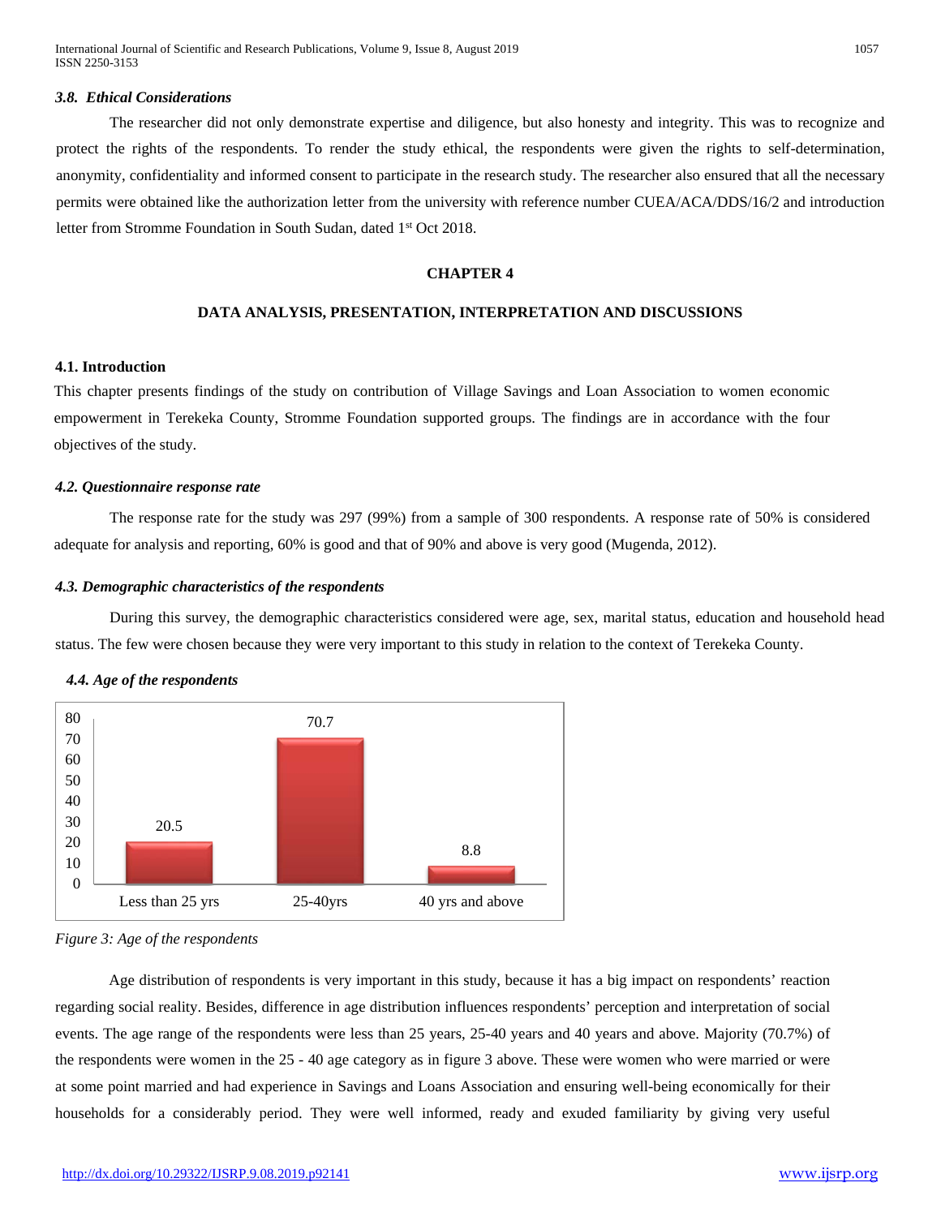### *3.8. Ethical Considerations*

The researcher did not only demonstrate expertise and diligence, but also honesty and integrity. This was to recognize and protect the rights of the respondents. To render the study ethical, the respondents were given the rights to self-determination, anonymity, confidentiality and informed consent to participate in the research study. The researcher also ensured that all the necessary permits were obtained like the authorization letter from the university with reference number CUEA/ACA/DDS/16/2 and introduction letter from Stromme Foundation in South Sudan, dated 1st Oct 2018.

# CHAPTER 4

## DATA ANALYSIS, PRESENTATION, INTERPRETATION AND DISCUSSIONS

### 4.1. Introduction

This chapter presents findings of the study on contribution of Village Savings and Loan Association to women economic empowerment in Terekeka County, Stromme Foundation supported groups. The findings are in accordance with the four objectives of the study.

### *4.2. Questionnaire response rate*

The response rate for the study was 297 (99%) from a sample of 300 respondents. A response rate of 50% is considered adequate for analysis and reporting, 60% is good and that of 90% and above is very good (Mugenda, 2012).

### *4.3. Demographic characteristics of the respondents*

During this survey, the demographic characteristics considered were age, sex, marital status, education and household head status. The few were chosen because they were very important to this study in relation to the context of Terekeka County.

### *4.4. Age of the respondents*

| Age | Percentage |
|---|---|
| Less than 25 yrs | 20.5 |
| 25-40yrs | 70.7 |
| 40 yrs and above | 8.8 |

*Figure 3: Age of the respondents*

Age distribution of respondents is very important in this study, because it has a big impact on respondents' reaction regarding social reality. Besides, difference in age distribution influences respondents' perception and interpretation of social events. The age range of the respondents were less than 25 years, 25-40 years and 40 years and above. Majority (70.7%) of the respondents were women in the 25 - 40 age category as in figure 3 above. These were women who were married or were at some point married and had experience in Savings and Loans Association and ensuring well-being economically for their households for a considerably period. They were well informed, ready and exuded familiarity by giving very useful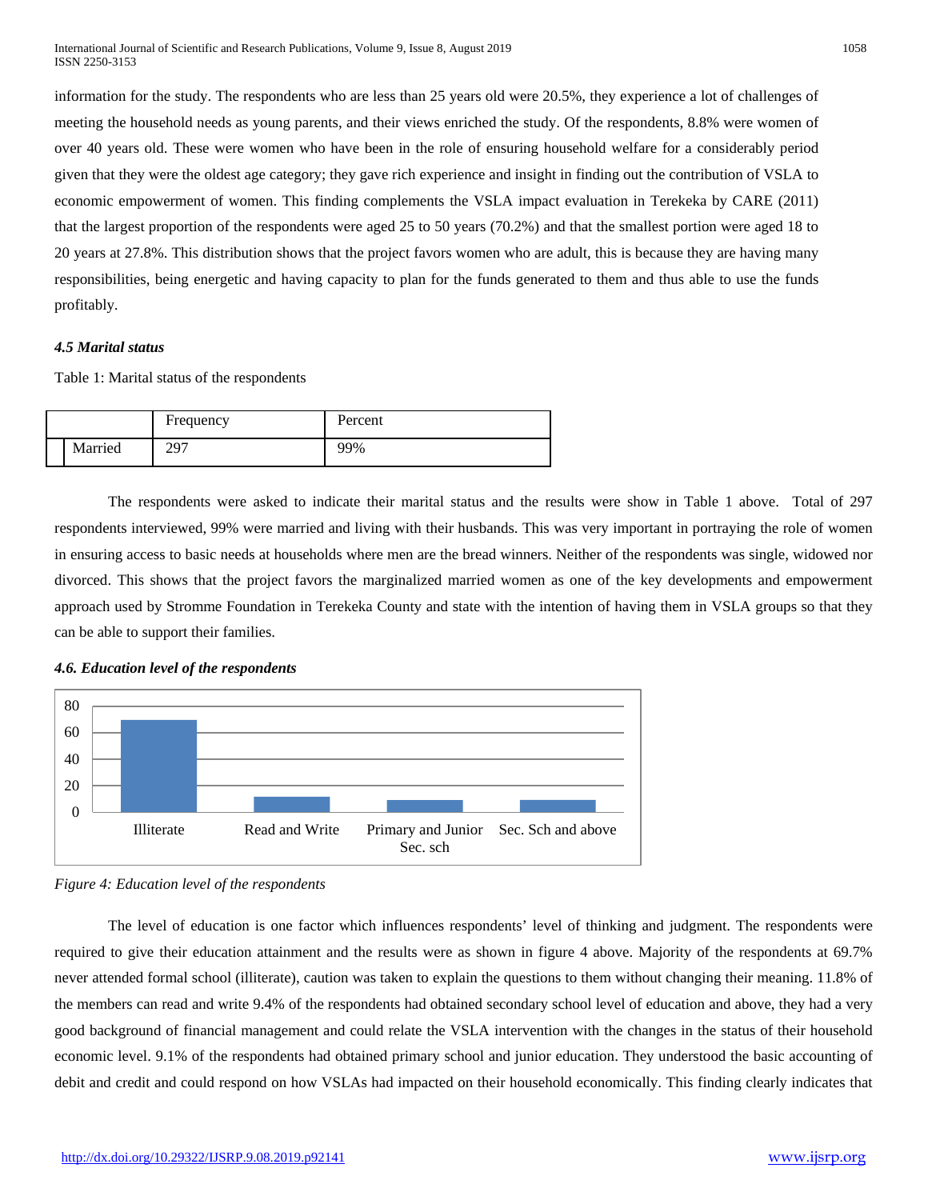information for the study. The respondents who are less than 25 years old were 20.5%, they experience a lot of challenges of meeting the household needs as young parents, and their views enriched the study. Of the respondents, 8.8% were women of over 40 years old. These were women who have been in the role of ensuring household welfare for a considerably period given that they were the oldest age category; they gave rich experience and insight in finding out the contribution of VSLA to economic empowerment of women. This finding complements the VSLA impact evaluation in Terekeka by CARE (2011) that the largest proportion of the respondents were aged 25 to 50 years (70.2%) and that the smallest portion were aged 18 to 20 years at 27.8%. This distribution shows that the project favors women who are adult, this is because they are having many responsibilities, being energetic and having capacity to plan for the funds generated to them and thus able to use the funds profitably.

### *4.5 Marital status*

Table 1: Marital status of the respondents

| | Frequency | Percent |
|---|---|---|
| Married | 297 | 99% |

The respondents were asked to indicate their marital status and the results were show in Table 1 above. Total of 297 respondents interviewed, 99% were married and living with their husbands. This was very important in portraying the role of women in ensuring access to basic needs at households where men are the bread winners. Neither of the respondents was single, widowed nor divorced. This shows that the project favors the marginalized married women as one of the key developments and empowerment approach used by Stromme Foundation in Terekeka County and state with the intention of having them in VSLA groups so that they can be able to support their families.

### *4.6. Education level of the respondents*

*Figure 4: Education level of the respondents*

The level of education is one factor which influences respondents' level of thinking and judgment. The respondents were required to give their education attainment and the results were as shown in figure 4 above. Majority of the respondents at 69.7% never attended formal school (illiterate), caution was taken to explain the questions to them without changing their meaning. 11.8% of the members can read and write 9.4% of the respondents had obtained secondary school level of education and above, they had a very good background of financial management and could relate the VSLA intervention with the changes in the status of their household economic level. 9.1% of the respondents had obtained primary school and junior education. They understood the basic accounting of debit and credit and could respond on how VSLAs had impacted on their household economically. This finding clearly indicates that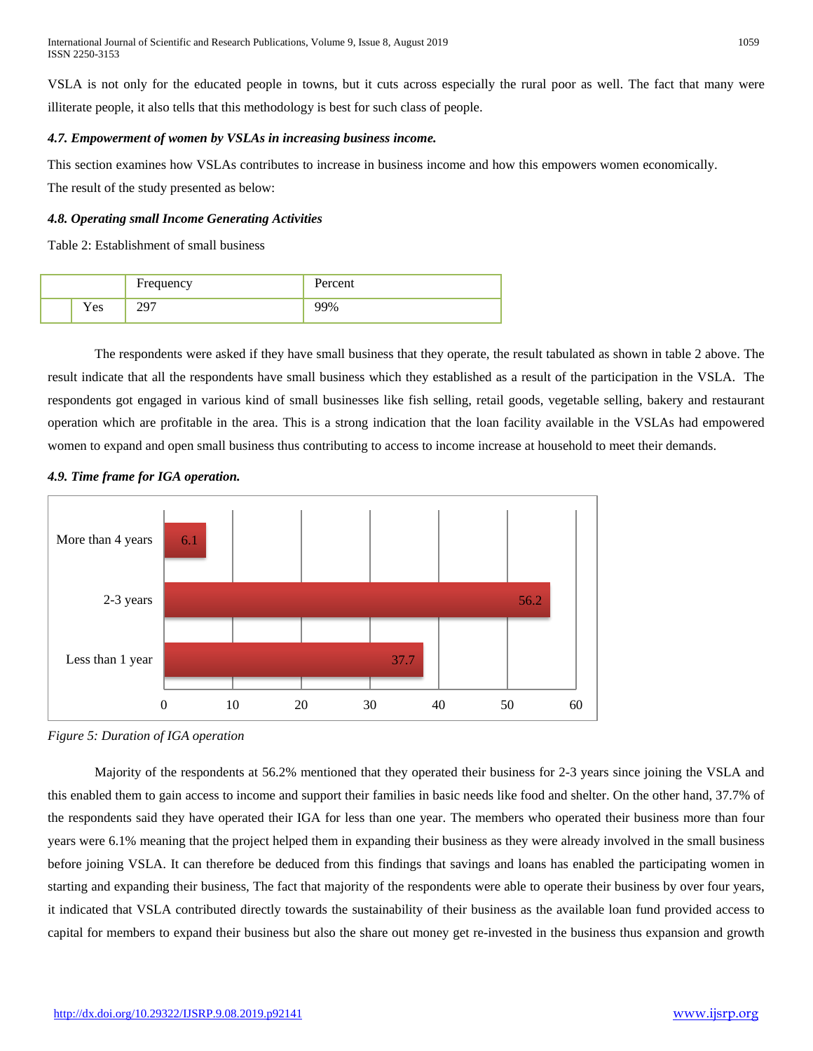VSLA is not only for the educated people in towns, but it cuts across especially the rural poor as well. The fact that many were illiterate people, it also tells that this methodology is best for such class of people.

#### *4.7. Empowerment of women by VSLAs in increasing business income.*

This section examines how VSLAs contributes to increase in business income and how this empowers women economically.
The result of the study presented as below:

#### *4.8. Operating small Income Generating Activities*

Table 2: Establishment of small business

| | | Frequency | Percent |
|---|---|---|---|
| | Yes | 297 | 99% |

The respondents were asked if they have small business that they operate, the result tabulated as shown in table 2 above. The result indicate that all the respondents have small business which they established as a result of the participation in the VSLA. The respondents got engaged in various kind of small businesses like fish selling, retail goods, vegetable selling, bakery and restaurant operation which are profitable in the area. This is a strong indication that the loan facility available in the VSLAs had empowered women to expand and open small business thus contributing to access to income increase at household to meet their demands.

#### *4.9. Time frame for IGA operation.*

| Duration | Percent |
|---|---|
| More than 4 years | 6.1 |
| 2-3 years | 56.2 |
| Less than 1 year | 37.7 |

*Figure 5: Duration of IGA operation*

Majority of the respondents at 56.2% mentioned that they operated their business for 2-3 years since joining the VSLA and this enabled them to gain access to income and support their families in basic needs like food and shelter. On the other hand, 37.7% of the respondents said they have operated their IGA for less than one year. The members who operated their business more than four years were 6.1% meaning that the project helped them in expanding their business as they were already involved in the small business before joining VSLA. It can therefore be deduced from this findings that savings and loans has enabled the participating women in starting and expanding their business, The fact that majority of the respondents were able to operate their business by over four years, it indicated that VSLA contributed directly towards the sustainability of their business as the available loan fund provided access to capital for members to expand their business but also the share out money get re-invested in the business thus expansion and growth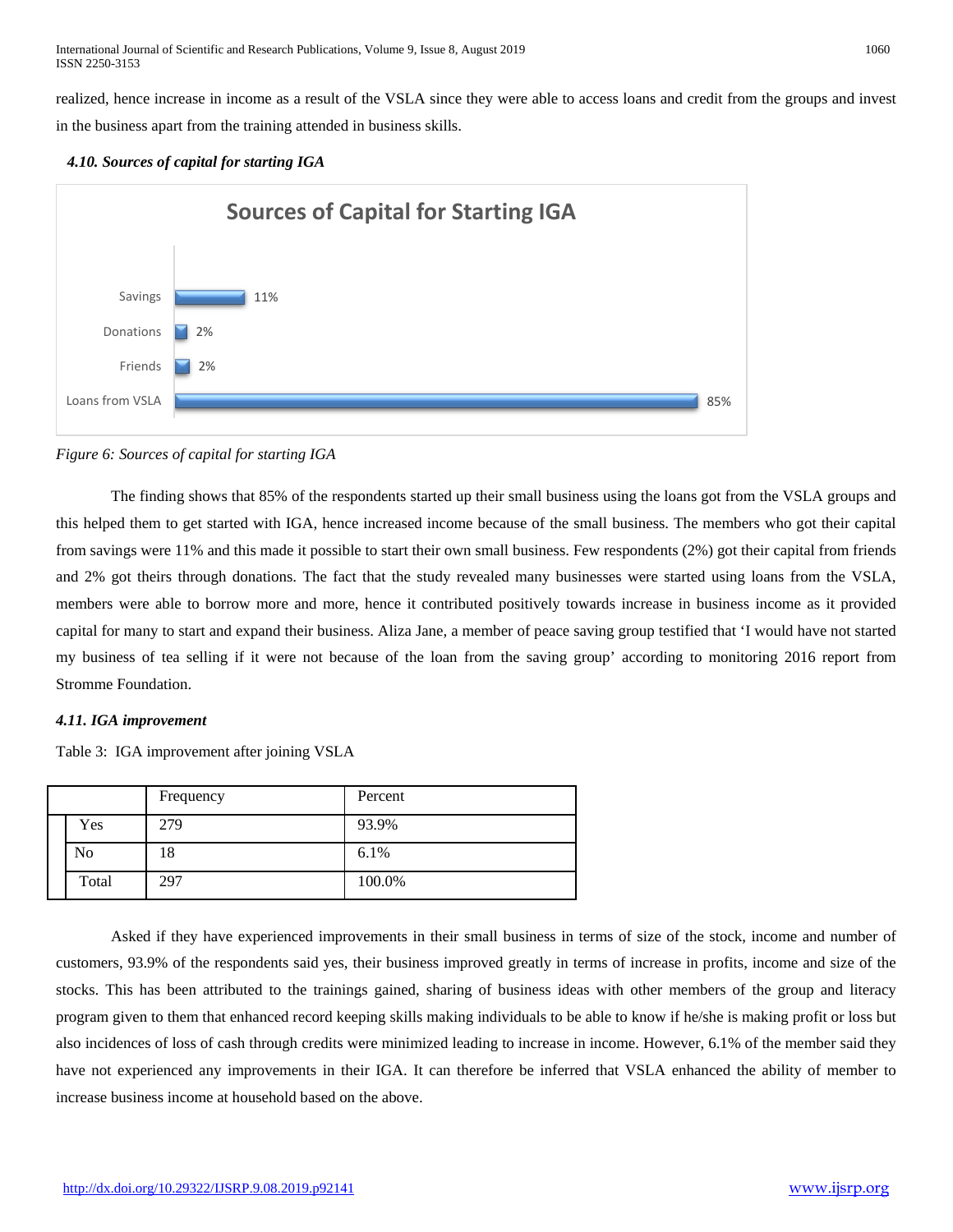realized, hence increase in income as a result of the VSLA since they were able to access loans and credit from the groups and invest in the business apart from the training attended in business skills.

#### *4.10. Sources of capital for starting IGA*

Figure 6: Sources of capital for starting IGA

The finding shows that 85% of the respondents started up their small business using the loans got from the VSLA groups and this helped them to get started with IGA, hence increased income because of the small business. The members who got their capital from savings were 11% and this made it possible to start their own small business. Few respondents (2%) got their capital from friends and 2% got theirs through donations. The fact that the study revealed many businesses were started using loans from the VSLA, members were able to borrow more and more, hence it contributed positively towards increase in business income as it provided capital for many to start and expand their business. Aliza Jane, a member of peace saving group testified that 'I would have not started my business of tea selling if it were not because of the loan from the saving group' according to monitoring 2016 report from Stromme Foundation.

#### *4.11. IGA improvement*

Table 3: IGA improvement after joining VSLA

| | Frequency | Percent |
|---|---|---|
| Yes | 279 | 93.9% |
| No | 18 | 6.1% |
| Total | 297 | 100.0% |

Asked if they have experienced improvements in their small business in terms of size of the stock, income and number of customers, 93.9% of the respondents said yes, their business improved greatly in terms of increase in profits, income and size of the stocks. This has been attributed to the trainings gained, sharing of business ideas with other members of the group and literacy program given to them that enhanced record keeping skills making individuals to be able to know if he/she is making profit or loss but also incidences of loss of cash through credits were minimized leading to increase in income. However, 6.1% of the member said they have not experienced any improvements in their IGA. It can therefore be inferred that VSLA enhanced the ability of member to increase business income at household based on the above.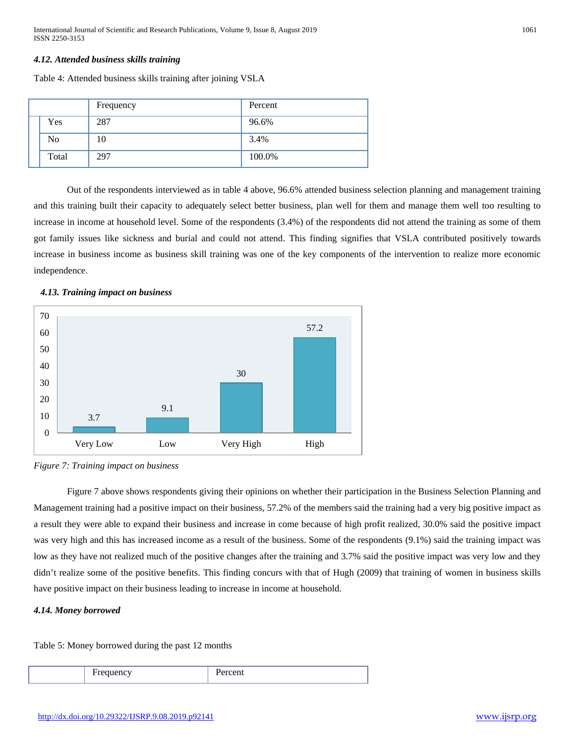#### *4.12. Attended business skills training*

Table 4: Attended business skills training after joining VSLA

| | Frequency | Percent |
|---|---|---|
| Yes | 287 | 96.6% |
| No | 10 | 3.4% |
| Total | 297 | 100.0% |

Out of the respondents interviewed as in table 4 above, 96.6% attended business selection planning and management training and this training built their capacity to adequately select better business, plan well for them and manage them well too resulting to increase in income at household level. Some of the respondents (3.4%) of the respondents did not attend the training as some of them got family issues like sickness and burial and could not attend. This finding signifies that VSLA contributed positively towards increase in business income as business skill training was one of the key components of the intervention to realize more economic independence.

#### *4.13. Training impact on business*

| | Very Low | Low | Very High | High |
|---|---|---|---|---|
| Value | 3.7 | 9.1 | 30 | 57.2 |

*Figure 7: Training impact on business*

Figure 7 above shows respondents giving their opinions on whether their participation in the Business Selection Planning and Management training had a positive impact on their business, 57.2% of the members said the training had a very big positive impact as a result they were able to expand their business and increase in come because of high profit realized, 30.0% said the positive impact was very high and this has increased income as a result of the business. Some of the respondents (9.1%) said the training impact was low as they have not realized much of the positive changes after the training and 3.7% said the positive impact was very low and they didn't realize some of the positive benefits. This finding concurs with that of Hugh (2009) that training of women in business skills have positive impact on their business leading to increase in income at household.

#### *4.14. Money borrowed*

Table 5: Money borrowed during the past 12 months

| | Frequency | Percent |
|---|---|---|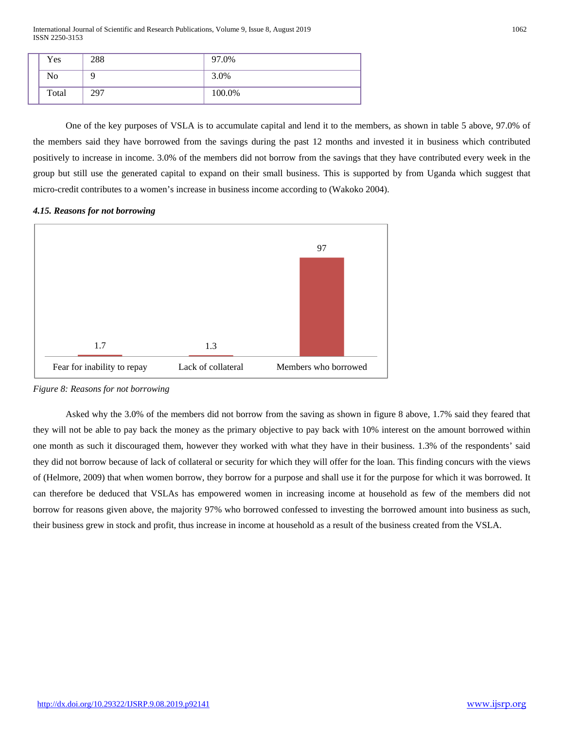| | | |
|---|---|---|
| Yes | 288 | 97.0% |
| No | 9 | 3.0% |
| Total | 297 | 100.0% |

One of the key purposes of VSLA is to accumulate capital and lend it to the members, as shown in table 5 above, 97.0% of the members said they have borrowed from the savings during the past 12 months and invested it in business which contributed positively to increase in income. 3.0% of the members did not borrow from the savings that they have contributed every week in the group but still use the generated capital to expand on their small business. This is supported by from Uganda which suggest that micro-credit contributes to a women's increase in business income according to (Wakoko 2004).

***4.15. Reasons for not borrowing***

| Fear for inability to repay | Lack of collateral | Members who borrowed |
|---|---|---|
| 1.7 | 1.3 | 97 |

*Figure 8: Reasons for not borrowing*

Asked why the 3.0% of the members did not borrow from the saving as shown in figure 8 above, 1.7% said they feared that they will not be able to pay back the money as the primary objective to pay back with 10% interest on the amount borrowed within one month as such it discouraged them, however they worked with what they have in their business. 1.3% of the respondents' said they did not borrow because of lack of collateral or security for which they will offer for the loan. This finding concurs with the views of (Helmore, 2009) that when women borrow, they borrow for a purpose and shall use it for the purpose for which it was borrowed. It can therefore be deduced that VSLAs has empowered women in increasing income at household as few of the members did not borrow for reasons given above, the majority 97% who borrowed confessed to investing the borrowed amount into business as such, their business grew in stock and profit, thus increase in income at household as a result of the business created from the VSLA.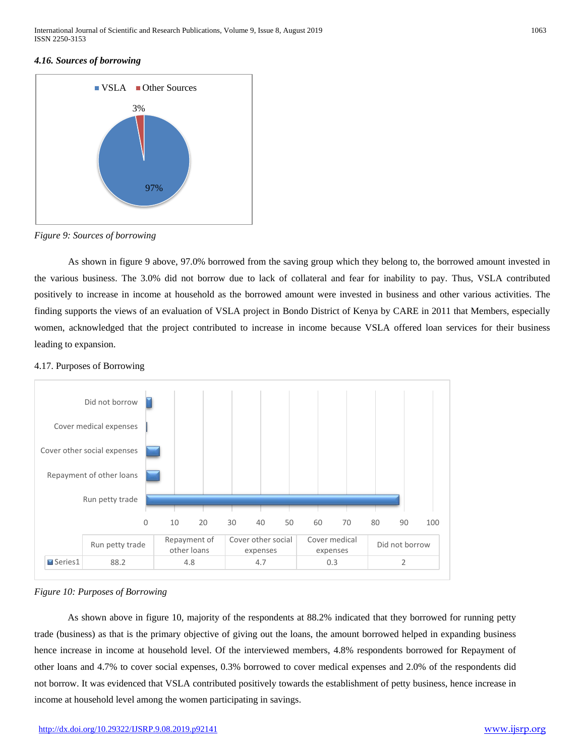### *4.16. Sources of borrowing*

*Figure 9: Sources of borrowing*

As shown in figure 9 above, 97.0% borrowed from the saving group which they belong to, the borrowed amount invested in the various business. The 3.0% did not borrow due to lack of collateral and fear for inability to pay. Thus, VSLA contributed positively to increase in income at household as the borrowed amount were invested in business and other various activities. The finding supports the views of an evaluation of VSLA project in Bondo District of Kenya by CARE in 2011 that Members, especially women, acknowledged that the project contributed to increase in income because VSLA offered loan services for their business leading to expansion.

4.17. Purposes of Borrowing

| | Run petty trade | Repayment of other loans | Cover other social expenses | Cover medical expenses | Did not borrow |
|---|---|---|---|---|---|
| Series1 | 88.2 | 4.8 | 4.7 | 0.3 | 2 |

*Figure 10: Purposes of Borrowing*

As shown above in figure 10, majority of the respondents at 88.2% indicated that they borrowed for running petty trade (business) as that is the primary objective of giving out the loans, the amount borrowed helped in expanding business hence increase in income at household level. Of the interviewed members, 4.8% respondents borrowed for Repayment of other loans and 4.7% to cover social expenses, 0.3% borrowed to cover medical expenses and 2.0% of the respondents did not borrow. It was evidenced that VSLA contributed positively towards the establishment of petty business, hence increase in income at household level among the women participating in savings.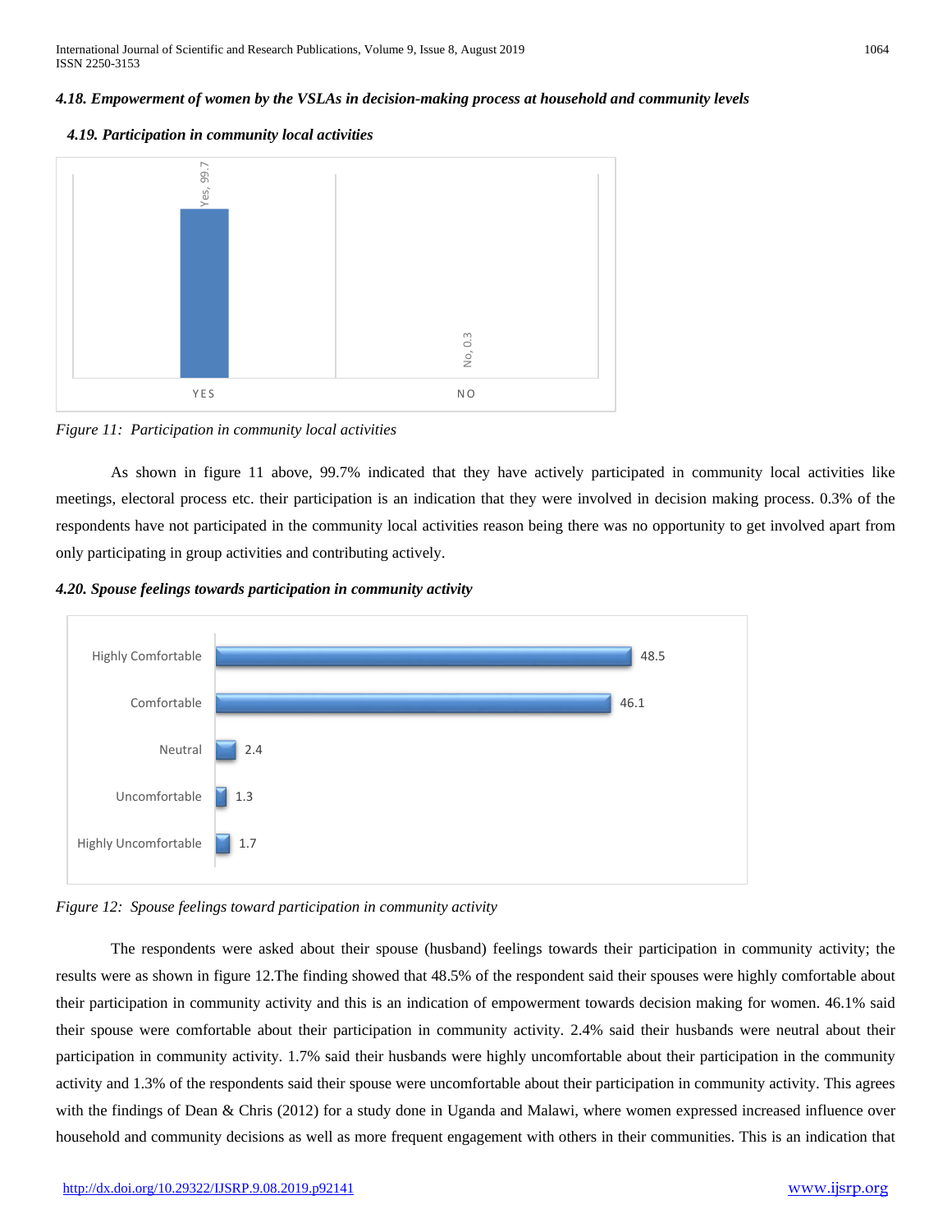### *4.18. Empowerment of women by the VSLAs in decision-making process at household and community levels*

#### *4.19. Participation in community local activities*

*Figure 11: Participation in community local activities*

As shown in figure 11 above, 99.7% indicated that they have actively participated in community local activities like meetings, electoral process etc. their participation is an indication that they were involved in decision making process. 0.3% of the respondents have not participated in the community local activities reason being there was no opportunity to get involved apart from only participating in group activities and contributing actively.

#### *4.20. Spouse feelings towards participation in community activity*

*Figure 12: Spouse feelings toward participation in community activity*

The respondents were asked about their spouse (husband) feelings towards their participation in community activity; the results were as shown in figure 12.The finding showed that 48.5% of the respondent said their spouses were highly comfortable about their participation in community activity and this is an indication of empowerment towards decision making for women. 46.1% said their spouse were comfortable about their participation in community activity. 2.4% said their husbands were neutral about their participation in community activity. 1.7% said their husbands were highly uncomfortable about their participation in the community activity and 1.3% of the respondents said their spouse were uncomfortable about their participation in community activity. This agrees with the findings of Dean & Chris (2012) for a study done in Uganda and Malawi, where women expressed increased influence over household and community decisions as well as more frequent engagement with others in their communities. This is an indication that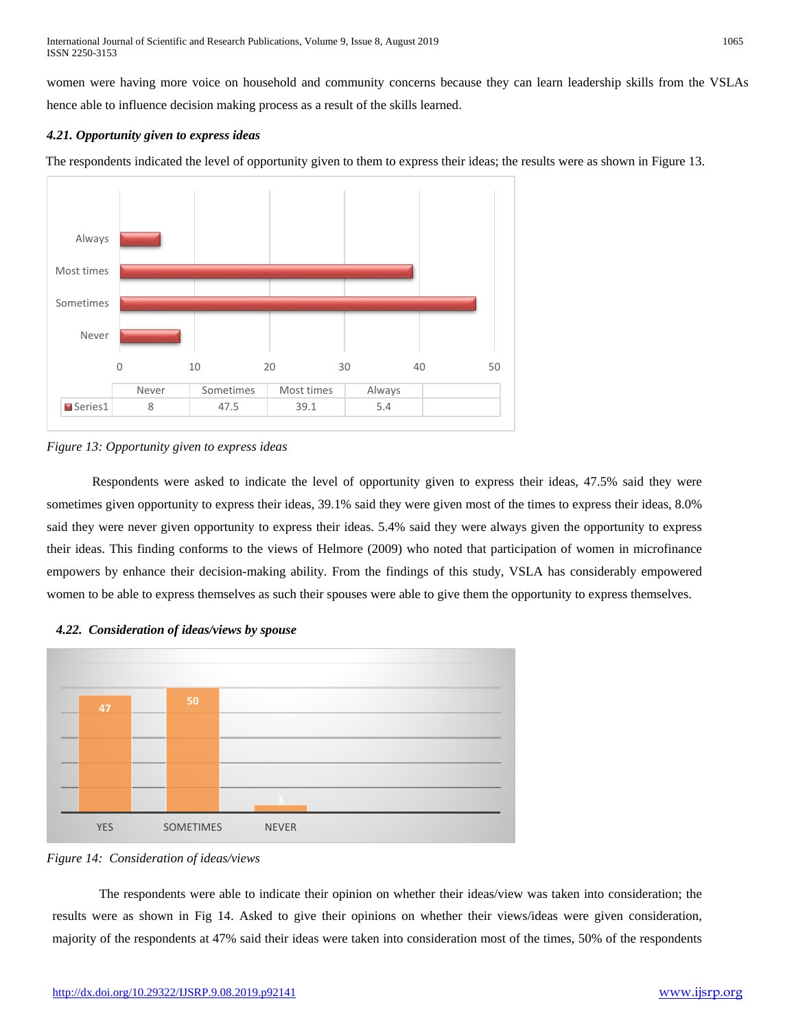women were having more voice on household and community concerns because they can learn leadership skills from the VSLAs hence able to influence decision making process as a result of the skills learned.

### *4.21. Opportunity given to express ideas*

The respondents indicated the level of opportunity given to them to express their ideas; the results were as shown in Figure 13.

| | Never | Sometimes | Most times | Always |
|---|---|---|---|---|
| Series1 | 8 | 47.5 | 39.1 | 5.4 |

*Figure 13: Opportunity given to express ideas*

Respondents were asked to indicate the level of opportunity given to express their ideas, 47.5% said they were sometimes given opportunity to express their ideas, 39.1% said they were given most of the times to express their ideas, 8.0% said they were never given opportunity to express their ideas. 5.4% said they were always given the opportunity to express their ideas. This finding conforms to the views of Helmore (2009) who noted that participation of women in microfinance empowers by enhance their decision-making ability. From the findings of this study, VSLA has considerably empowered women to be able to express themselves as such their spouses were able to give them the opportunity to express themselves.

### *4.22. Consideration of ideas/views by spouse*

| YES | SOMETIMES | NEVER |
|---|---|---|
| 47 | 50 | 3 |

*Figure 14: Consideration of ideas/views*

The respondents were able to indicate their opinion on whether their ideas/view was taken into consideration; the results were as shown in Fig 14. Asked to give their opinions on whether their views/ideas were given consideration, majority of the respondents at 47% said their ideas were taken into consideration most of the times, 50% of the respondents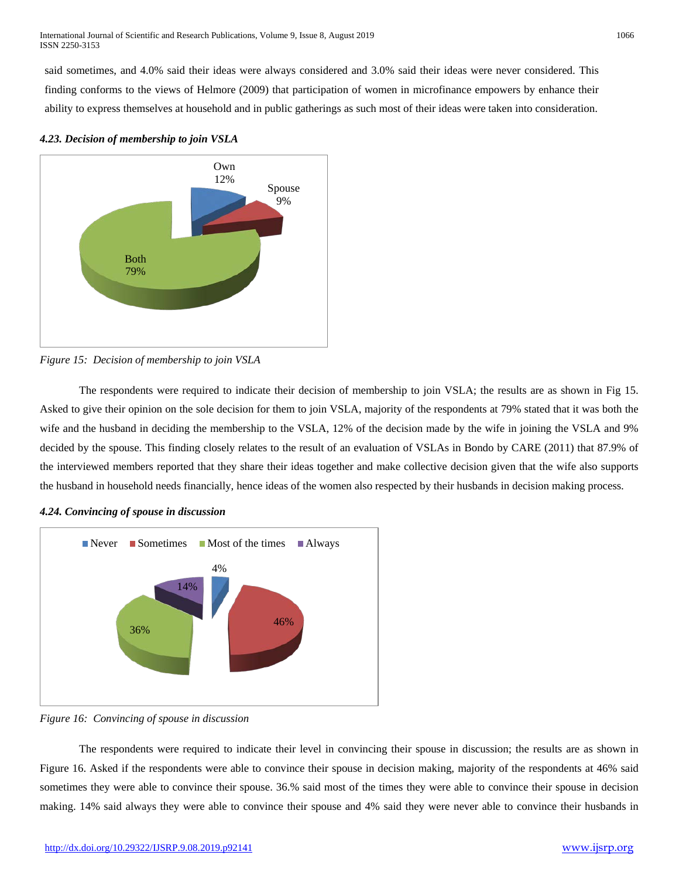said sometimes, and 4.0% said their ideas were always considered and 3.0% said their ideas were never considered. This finding conforms to the views of Helmore (2009) that participation of women in microfinance empowers by enhance their ability to express themselves at household and in public gatherings as such most of their ideas were taken into consideration.

### *4.23. Decision of membership to join VSLA*

*Figure 15: Decision of membership to join VSLA*

The respondents were required to indicate their decision of membership to join VSLA; the results are as shown in Fig 15. Asked to give their opinion on the sole decision for them to join VSLA, majority of the respondents at 79% stated that it was both the wife and the husband in deciding the membership to the VSLA, 12% of the decision made by the wife in joining the VSLA and 9% decided by the spouse. This finding closely relates to the result of an evaluation of VSLAs in Bondo by CARE (2011) that 87.9% of the interviewed members reported that they share their ideas together and make collective decision given that the wife also supports the husband in household needs financially, hence ideas of the women also respected by their husbands in decision making process.

### *4.24. Convincing of spouse in discussion*

*Figure 16: Convincing of spouse in discussion*

The respondents were required to indicate their level in convincing their spouse in discussion; the results are as shown in Figure 16. Asked if the respondents were able to convince their spouse in decision making, majority of the respondents at 46% said sometimes they were able to convince their spouse. 36.% said most of the times they were able to convince their spouse in decision making. 14% said always they were able to convince their spouse and 4% said they were never able to convince their husbands in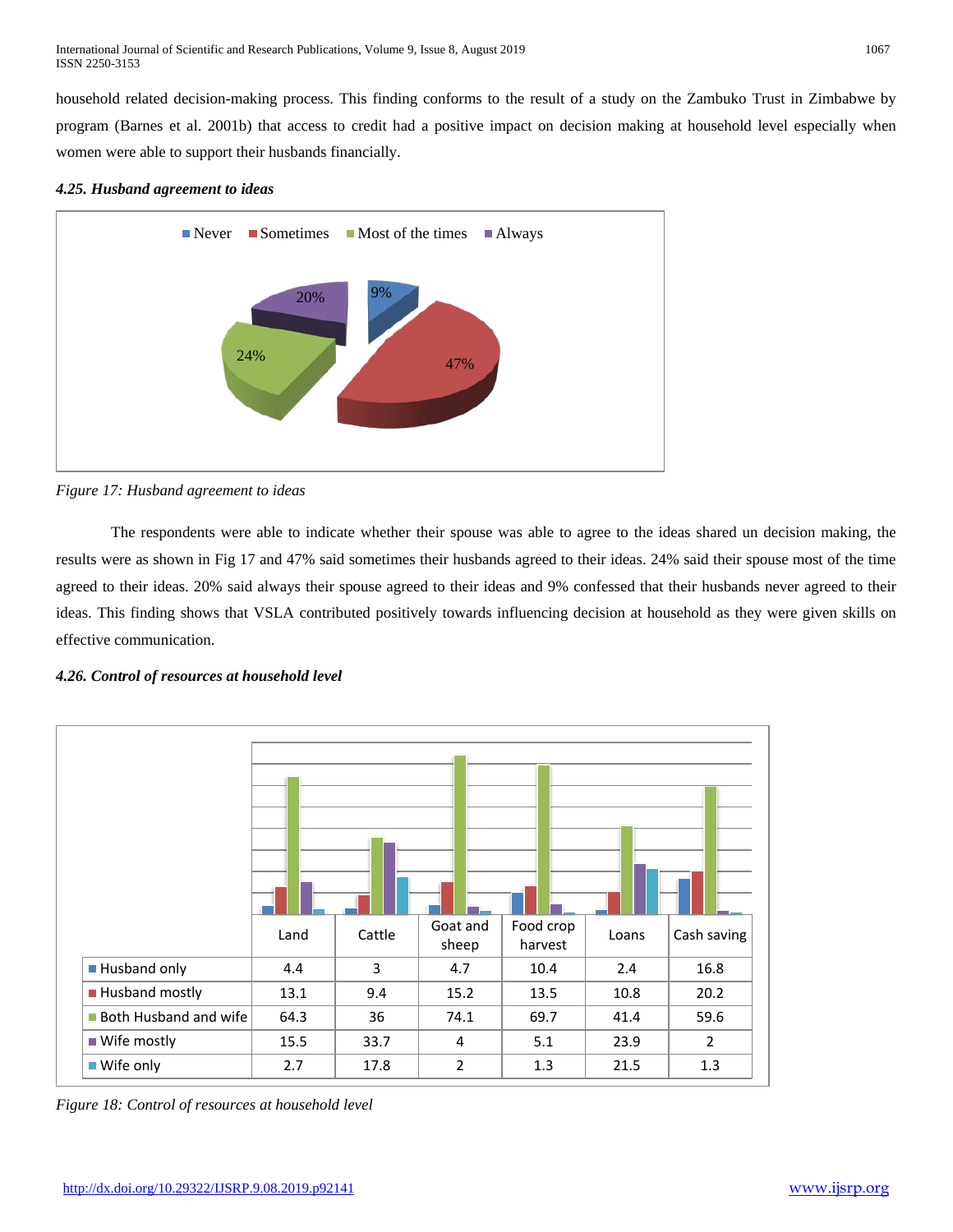household related decision-making process. This finding conforms to the result of a study on the Zambuko Trust in Zimbabwe by program (Barnes et al. 2001b) that access to credit had a positive impact on decision making at household level especially when women were able to support their husbands financially.

### *4.25. Husband agreement to ideas*

*Figure 17: Husband agreement to ideas*

The respondents were able to indicate whether their spouse was able to agree to the ideas shared un decision making, the results were as shown in Fig 17 and 47% said sometimes their husbands agreed to their ideas. 24% said their spouse most of the time agreed to their ideas. 20% said always their spouse agreed to their ideas and 9% confessed that their husbands never agreed to their ideas. This finding shows that VSLA contributed positively towards influencing decision at household as they were given skills on effective communication.

### *4.26. Control of resources at household level*

| | Land | Cattle | Goat and sheep | Food crop harvest | Loans | Cash saving |
|---|---|---|---|---|---|---|
| Husband only | 4.4 | 3 | 4.7 | 10.4 | 2.4 | 16.8 |
| Husband mostly | 13.1 | 9.4 | 15.2 | 13.5 | 10.8 | 20.2 |
| Both Husband and wife | 64.3 | 36 | 74.1 | 69.7 | 41.4 | 59.6 |
| Wife mostly | 15.5 | 33.7 | 4 | 5.1 | 23.9 | 2 |
| Wife only | 2.7 | 17.8 | 2 | 1.3 | 21.5 | 1.3 |

*Figure 18: Control of resources at household level*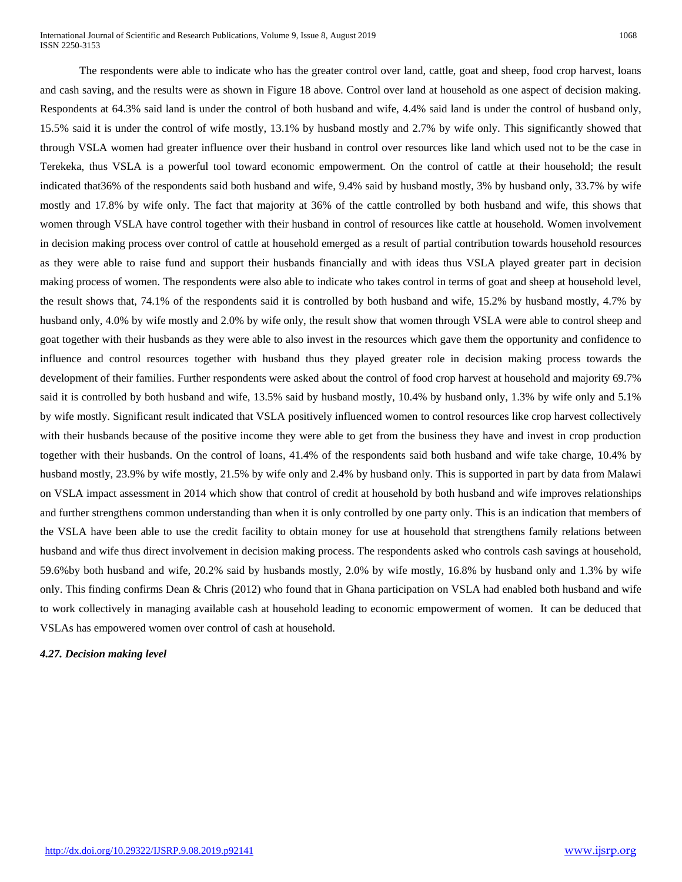The respondents were able to indicate who has the greater control over land, cattle, goat and sheep, food crop harvest, loans and cash saving, and the results were as shown in Figure 18 above. Control over land at household as one aspect of decision making. Respondents at 64.3% said land is under the control of both husband and wife, 4.4% said land is under the control of husband only, 15.5% said it is under the control of wife mostly, 13.1% by husband mostly and 2.7% by wife only. This significantly showed that through VSLA women had greater influence over their husband in control over resources like land which used not to be the case in Terekeka, thus VSLA is a powerful tool toward economic empowerment. On the control of cattle at their household; the result indicated that36% of the respondents said both husband and wife, 9.4% said by husband mostly, 3% by husband only, 33.7% by wife mostly and 17.8% by wife only. The fact that majority at 36% of the cattle controlled by both husband and wife, this shows that women through VSLA have control together with their husband in control of resources like cattle at household. Women involvement in decision making process over control of cattle at household emerged as a result of partial contribution towards household resources as they were able to raise fund and support their husbands financially and with ideas thus VSLA played greater part in decision making process of women. The respondents were also able to indicate who takes control in terms of goat and sheep at household level, the result shows that, 74.1% of the respondents said it is controlled by both husband and wife, 15.2% by husband mostly, 4.7% by husband only, 4.0% by wife mostly and 2.0% by wife only, the result show that women through VSLA were able to control sheep and goat together with their husbands as they were able to also invest in the resources which gave them the opportunity and confidence to influence and control resources together with husband thus they played greater role in decision making process towards the development of their families. Further respondents were asked about the control of food crop harvest at household and majority 69.7% said it is controlled by both husband and wife, 13.5% said by husband mostly, 10.4% by husband only, 1.3% by wife only and 5.1% by wife mostly. Significant result indicated that VSLA positively influenced women to control resources like crop harvest collectively with their husbands because of the positive income they were able to get from the business they have and invest in crop production together with their husbands. On the control of loans, 41.4% of the respondents said both husband and wife take charge, 10.4% by husband mostly, 23.9% by wife mostly, 21.5% by wife only and 2.4% by husband only. This is supported in part by data from Malawi on VSLA impact assessment in 2014 which show that control of credit at household by both husband and wife improves relationships and further strengthens common understanding than when it is only controlled by one party only. This is an indication that members of the VSLA have been able to use the credit facility to obtain money for use at household that strengthens family relations between husband and wife thus direct involvement in decision making process. The respondents asked who controls cash savings at household, 59.6%by both husband and wife, 20.2% said by husbands mostly, 2.0% by wife mostly, 16.8% by husband only and 1.3% by wife only. This finding confirms Dean & Chris (2012) who found that in Ghana participation on VSLA had enabled both husband and wife to work collectively in managing available cash at household leading to economic empowerment of women. It can be deduced that VSLAs has empowered women over control of cash at household.

#### *4.27. Decision making level*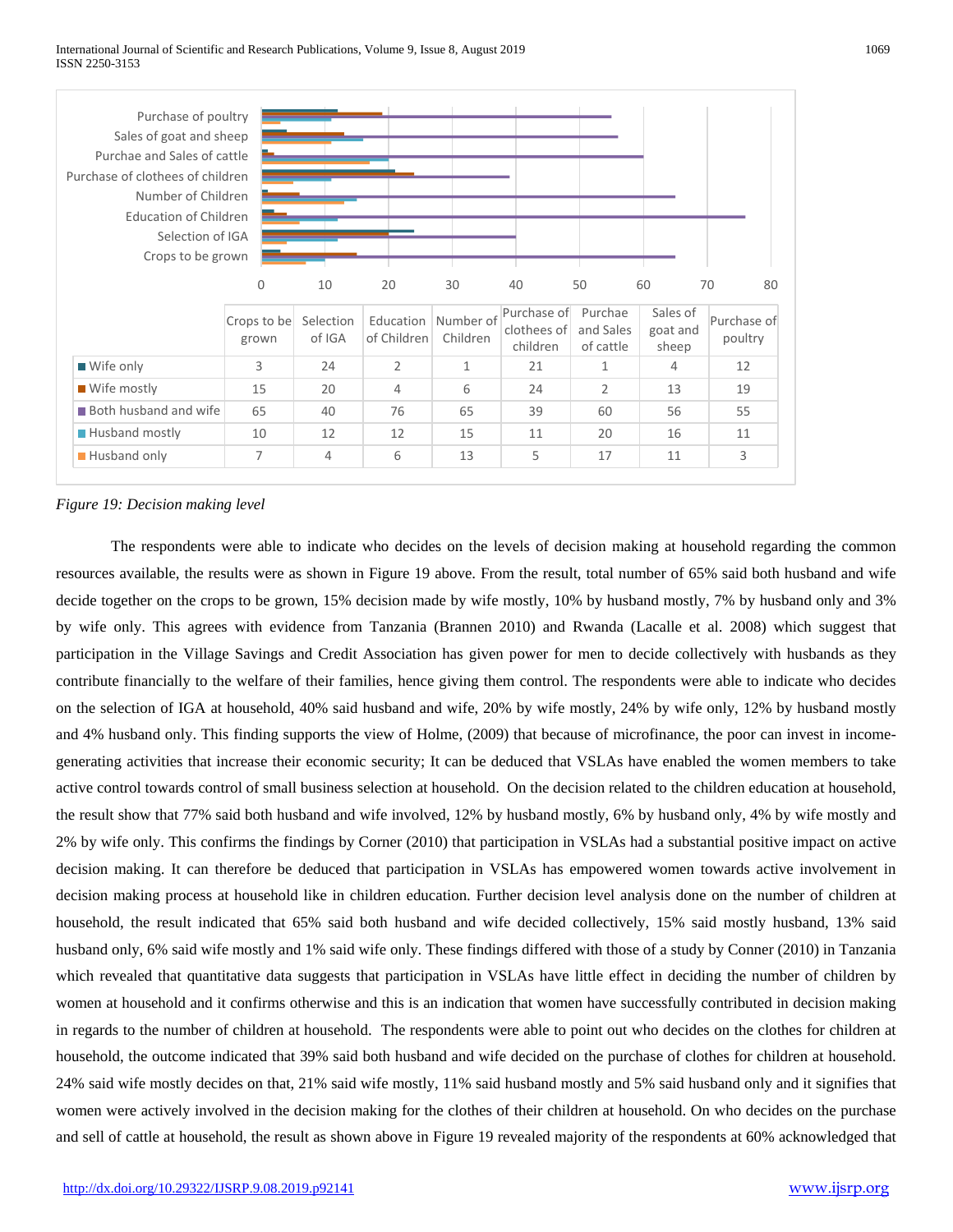| | Crops to be grown | Selection of IGA | Education of Children | Number of Children | Purchase of clothees of children | Purchae and Sales of cattle | Sales of goat and sheep | Purchase of poultry |
|---|---|---|---|---|---|---|---|---|
| Wife only | 3 | 24 | 2 | 1 | 21 | 1 | 4 | 12 |
| Wife mostly | 15 | 20 | 4 | 6 | 24 | 2 | 13 | 19 |
| Both husband and wife | 65 | 40 | 76 | 65 | 39 | 60 | 56 | 55 |
| Husband mostly | 10 | 12 | 12 | 15 | 11 | 20 | 16 | 11 |
| Husband only | 7 | 4 | 6 | 13 | 5 | 17 | 11 | 3 |

*Figure 19: Decision making level*

The respondents were able to indicate who decides on the levels of decision making at household regarding the common resources available, the results were as shown in Figure 19 above. From the result, total number of 65% said both husband and wife decide together on the crops to be grown, 15% decision made by wife mostly, 10% by husband mostly, 7% by husband only and 3% by wife only. This agrees with evidence from Tanzania (Brannen 2010) and Rwanda (Lacalle et al. 2008) which suggest that participation in the Village Savings and Credit Association has given power for men to decide collectively with husbands as they contribute financially to the welfare of their families, hence giving them control. The respondents were able to indicate who decides on the selection of IGA at household, 40% said husband and wife, 20% by wife mostly, 24% by wife only, 12% by husband mostly and 4% husband only. This finding supports the view of Holme, (2009) that because of microfinance, the poor can invest in income-generating activities that increase their economic security; It can be deduced that VSLAs have enabled the women members to take active control towards control of small business selection at household. On the decision related to the children education at household, the result show that 77% said both husband and wife involved, 12% by husband mostly, 6% by husband only, 4% by wife mostly and 2% by wife only. This confirms the findings by Corner (2010) that participation in VSLAs had a substantial positive impact on active decision making. It can therefore be deduced that participation in VSLAs has empowered women towards active involvement in decision making process at household like in children education. Further decision level analysis done on the number of children at household, the result indicated that 65% said both husband and wife decided collectively, 15% said mostly husband, 13% said husband only, 6% said wife mostly and 1% said wife only. These findings differed with those of a study by Conner (2010) in Tanzania which revealed that quantitative data suggests that participation in VSLAs have little effect in deciding the number of children by women at household and it confirms otherwise and this is an indication that women have successfully contributed in decision making in regards to the number of children at household. The respondents were able to point out who decides on the clothes for children at household, the outcome indicated that 39% said both husband and wife decided on the purchase of clothes for children at household. 24% said wife mostly decides on that, 21% said wife mostly, 11% said husband mostly and 5% said husband only and it signifies that women were actively involved in the decision making for the clothes of their children at household. On who decides on the purchase and sell of cattle at household, the result as shown above in Figure 19 revealed majority of the respondents at 60% acknowledged that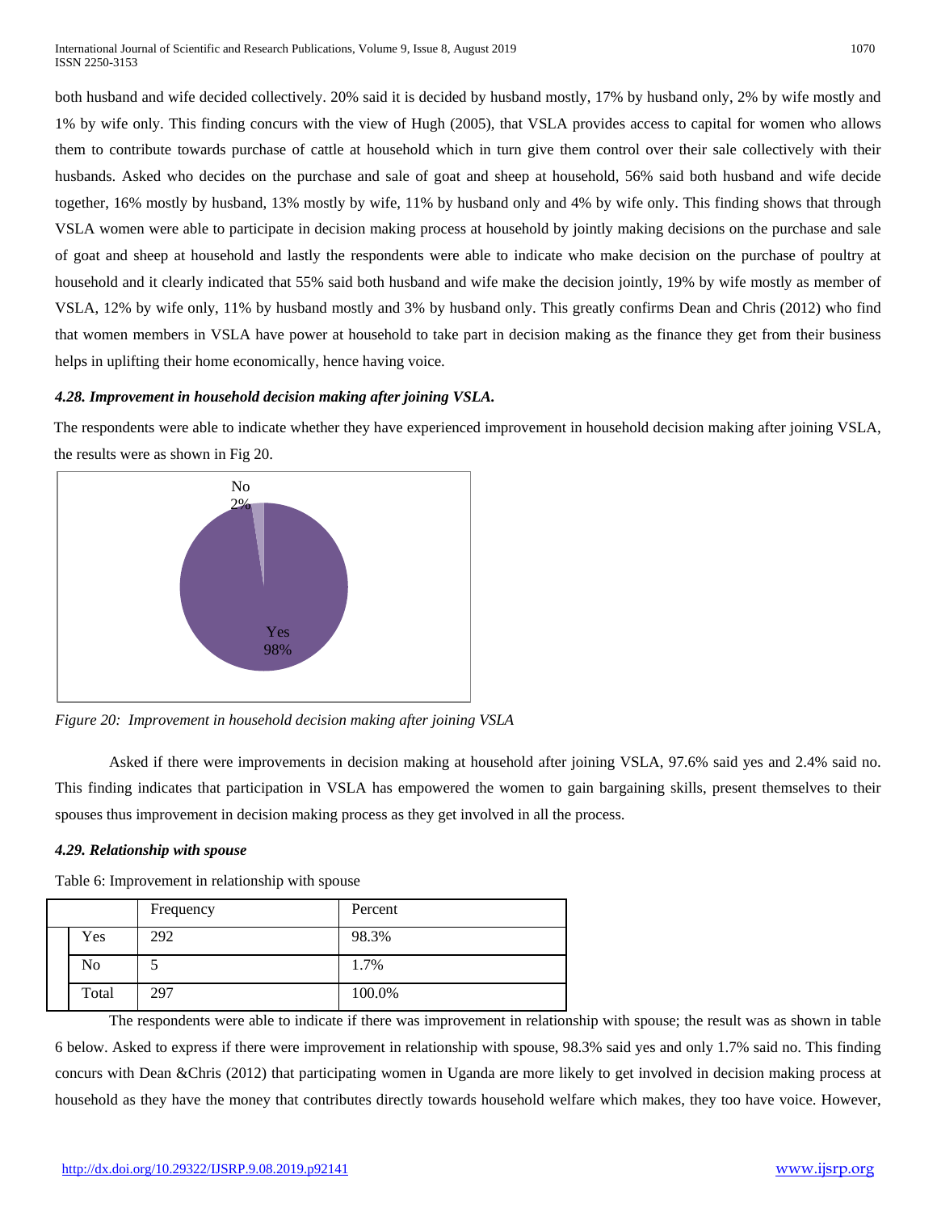both husband and wife decided collectively. 20% said it is decided by husband mostly, 17% by husband only, 2% by wife mostly and 1% by wife only. This finding concurs with the view of Hugh (2005), that VSLA provides access to capital for women who allows them to contribute towards purchase of cattle at household which in turn give them control over their sale collectively with their husbands. Asked who decides on the purchase and sale of goat and sheep at household, 56% said both husband and wife decide together, 16% mostly by husband, 13% mostly by wife, 11% by husband only and 4% by wife only. This finding shows that through VSLA women were able to participate in decision making process at household by jointly making decisions on the purchase and sale of goat and sheep at household and lastly the respondents were able to indicate who make decision on the purchase of poultry at household and it clearly indicated that 55% said both husband and wife make the decision jointly, 19% by wife mostly as member of VSLA, 12% by wife only, 11% by husband mostly and 3% by husband only. This greatly confirms Dean and Chris (2012) who find that women members in VSLA have power at household to take part in decision making as the finance they get from their business helps in uplifting their home economically, hence having voice.

#### *4.28. Improvement in household decision making after joining VSLA.*

The respondents were able to indicate whether they have experienced improvement in household decision making after joining VSLA, the results were as shown in Fig 20.

No 2%

Yes 98%

*Figure 20: Improvement in household decision making after joining VSLA*

Asked if there were improvements in decision making at household after joining VSLA, 97.6% said yes and 2.4% said no. This finding indicates that participation in VSLA has empowered the women to gain bargaining skills, present themselves to their spouses thus improvement in decision making process as they get involved in all the process.

#### *4.29. Relationship with spouse*

Table 6: Improvement in relationship with spouse

| | Frequency | Percent |
|---|---|---|
| Yes | 292 | 98.3% |
| No | 5 | 1.7% |
| Total | 297 | 100.0% |

The respondents were able to indicate if there was improvement in relationship with spouse; the result was as shown in table 6 below. Asked to express if there were improvement in relationship with spouse, 98.3% said yes and only 1.7% said no. This finding concurs with Dean &Chris (2012) that participating women in Uganda are more likely to get involved in decision making process at household as they have the money that contributes directly towards household welfare which makes, they too have voice. However,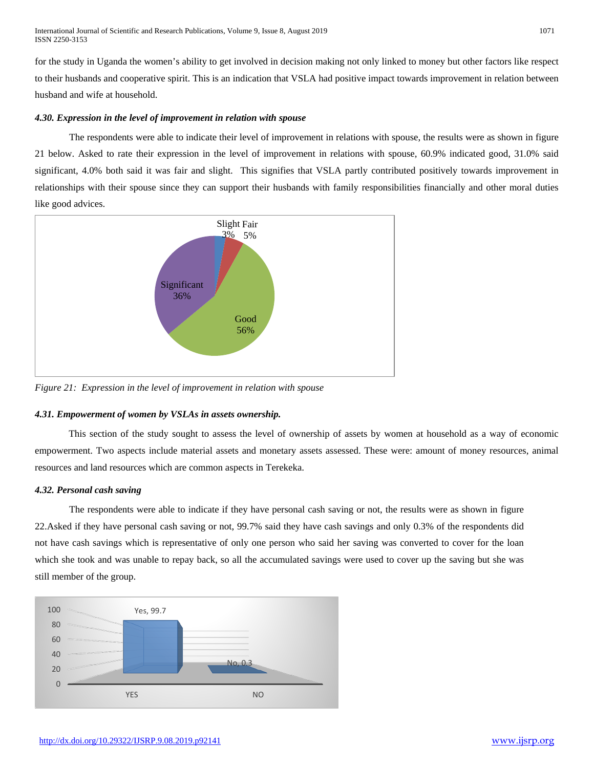for the study in Uganda the women's ability to get involved in decision making not only linked to money but other factors like respect to their husbands and cooperative spirit. This is an indication that VSLA had positive impact towards improvement in relation between husband and wife at household.

### *4.30. Expression in the level of improvement in relation with spouse*

The respondents were able to indicate their level of improvement in relations with spouse, the results were as shown in figure 21 below. Asked to rate their expression in the level of improvement in relations with spouse, 60.9% indicated good, 31.0% said significant, 4.0% both said it was fair and slight. This signifies that VSLA partly contributed positively towards improvement in relationships with their spouse since they can support their husbands with family responsibilities financially and other moral duties like good advices.

*Figure 21: Expression in the level of improvement in relation with spouse*

### *4.31. Empowerment of women by VSLAs in assets ownership.*

This section of the study sought to assess the level of ownership of assets by women at household as a way of economic empowerment. Two aspects include material assets and monetary assets assessed. These were: amount of money resources, animal resources and land resources which are common aspects in Terekeka.

### *4.32. Personal cash saving*

The respondents were able to indicate if they have personal cash saving or not, the results were as shown in figure 22.Asked if they have personal cash saving or not, 99.7% said they have cash savings and only 0.3% of the respondents did not have cash savings which is representative of only one person who said her saving was converted to cover for the loan which she took and was unable to repay back, so all the accumulated savings were used to cover up the saving but she was still member of the group.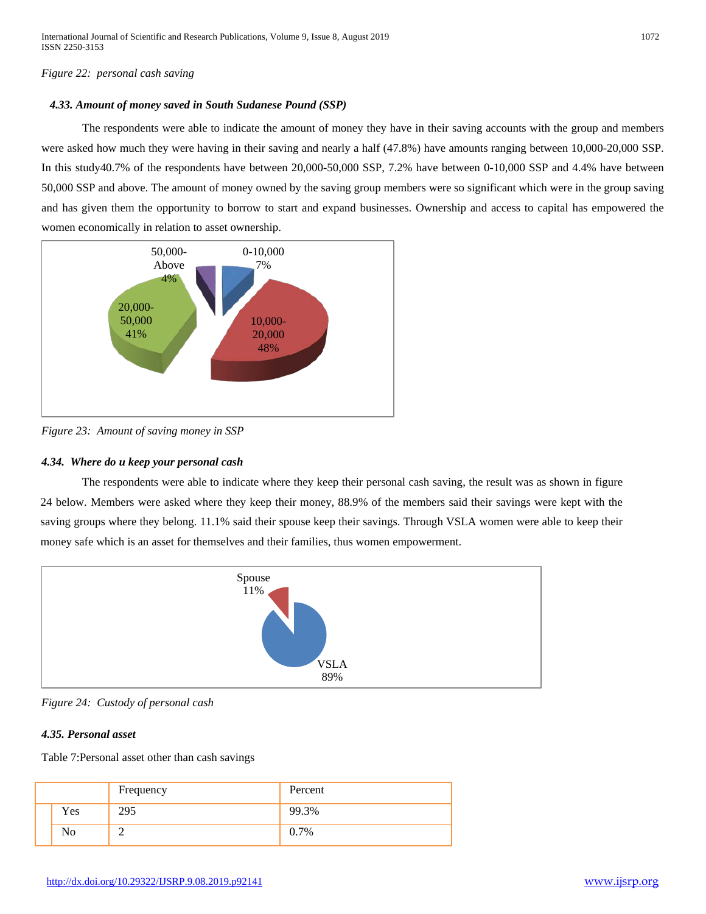*Figure 22: personal cash saving*

### *4.33. Amount of money saved in South Sudanese Pound (SSP)*

The respondents were able to indicate the amount of money they have in their saving accounts with the group and members were asked how much they were having in their saving and nearly a half (47.8%) have amounts ranging between 10,000-20,000 SSP. In this study40.7% of the respondents have between 20,000-50,000 SSP, 7.2% have between 0-10,000 SSP and 4.4% have between 50,000 SSP and above. The amount of money owned by the saving group members were so significant which were in the group saving and has given them the opportunity to borrow to start and expand businesses. Ownership and access to capital has empowered the women economically in relation to asset ownership.

*Figure 23: Amount of saving money in SSP*

### *4.34. Where do u keep your personal cash*

The respondents were able to indicate where they keep their personal cash saving, the result was as shown in figure 24 below. Members were asked where they keep their money, 88.9% of the members said their savings were kept with the saving groups where they belong. 11.1% said their spouse keep their savings. Through VSLA women were able to keep their money safe which is an asset for themselves and their families, thus women empowerment.

*Figure 24: Custody of personal cash*

### *4.35. Personal asset*

Table 7:Personal asset other than cash savings

| | Frequency | Percent |
|---|---|---|
| Yes | 295 | 99.3% |
| No | 2 | 0.7% |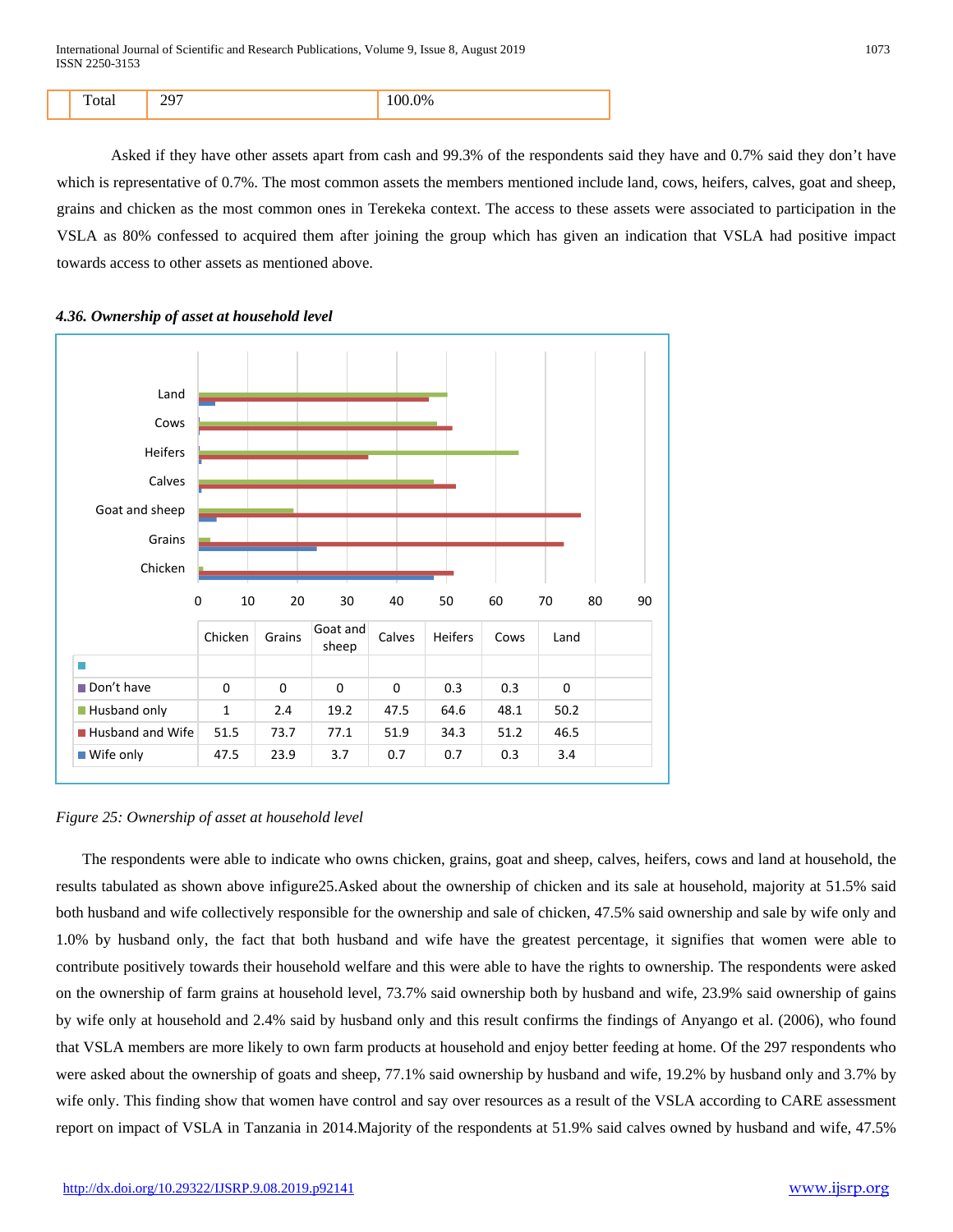| | Total | 297 | 100.0% |
|---|---|---|---|

Asked if they have other assets apart from cash and 99.3% of the respondents said they have and 0.7% said they don't have which is representative of 0.7%. The most common assets the members mentioned include land, cows, heifers, calves, goat and sheep, grains and chicken as the most common ones in Terekeka context. The access to these assets were associated to participation in the VSLA as 80% confessed to acquired them after joining the group which has given an indication that VSLA had positive impact towards access to other assets as mentioned above.

***4.36. Ownership of asset at household level***

| | Chicken | Grains | Goat and sheep | Calves | Heifers | Cows | Land |
|---|---|---|---|---|---|---|---|
| Don't have | 0 | 0 | 0 | 0 | 0.3 | 0.3 | 0 |
| Husband only | 1 | 2.4 | 19.2 | 47.5 | 64.6 | 48.1 | 50.2 |
| Husband and Wife | 51.5 | 73.7 | 77.1 | 51.9 | 34.3 | 51.2 | 46.5 |
| Wife only | 47.5 | 23.9 | 3.7 | 0.7 | 0.7 | 0.3 | 3.4 |

*Figure 25: Ownership of asset at household level*

The respondents were able to indicate who owns chicken, grains, goat and sheep, calves, heifers, cows and land at household, the results tabulated as shown above infigure25.Asked about the ownership of chicken and its sale at household, majority at 51.5% said both husband and wife collectively responsible for the ownership and sale of chicken, 47.5% said ownership and sale by wife only and 1.0% by husband only, the fact that both husband and wife have the greatest percentage, it signifies that women were able to contribute positively towards their household welfare and this were able to have the rights to ownership. The respondents were asked on the ownership of farm grains at household level, 73.7% said ownership both by husband and wife, 23.9% said ownership of gains by wife only at household and 2.4% said by husband only and this result confirms the findings of Anyango et al. (2006), who found that VSLA members are more likely to own farm products at household and enjoy better feeding at home. Of the 297 respondents who were asked about the ownership of goats and sheep, 77.1% said ownership by husband and wife, 19.2% by husband only and 3.7% by wife only. This finding show that women have control and say over resources as a result of the VSLA according to CARE assessment report on impact of VSLA in Tanzania in 2014.Majority of the respondents at 51.9% said calves owned by husband and wife, 47.5%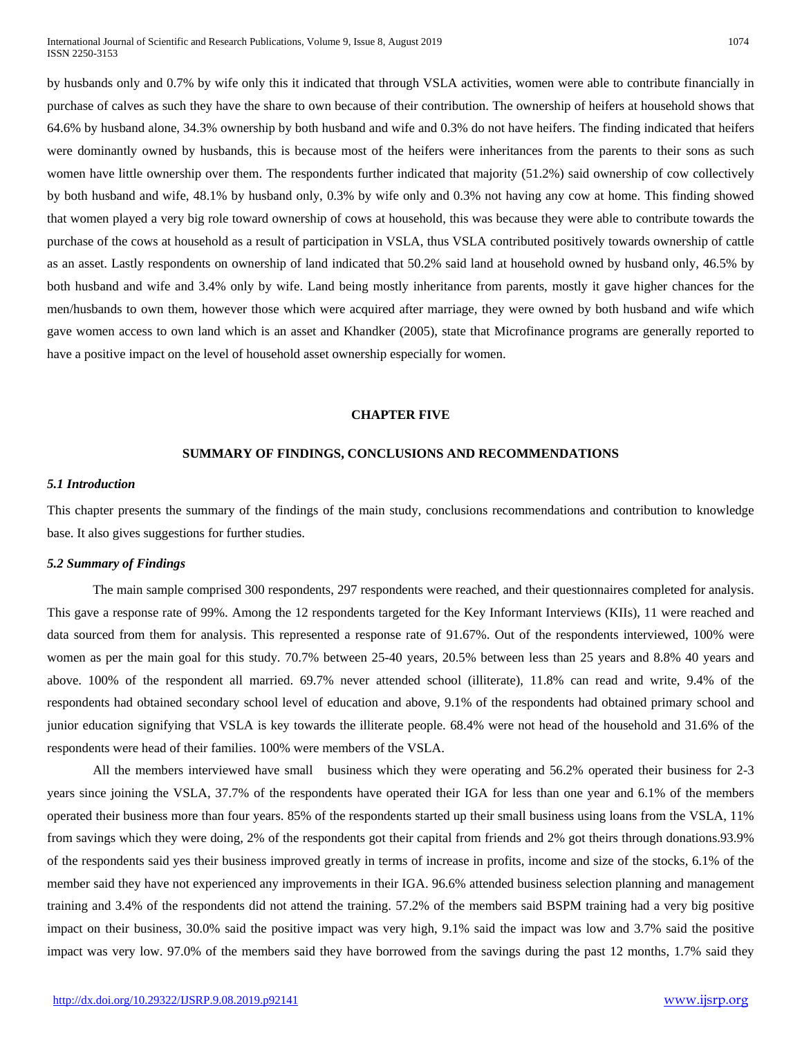by husbands only and 0.7% by wife only this it indicated that through VSLA activities, women were able to contribute financially in purchase of calves as such they have the share to own because of their contribution. The ownership of heifers at household shows that 64.6% by husband alone, 34.3% ownership by both husband and wife and 0.3% do not have heifers. The finding indicated that heifers were dominantly owned by husbands, this is because most of the heifers were inheritances from the parents to their sons as such women have little ownership over them. The respondents further indicated that majority (51.2%) said ownership of cow collectively by both husband and wife, 48.1% by husband only, 0.3% by wife only and 0.3% not having any cow at home. This finding showed that women played a very big role toward ownership of cows at household, this was because they were able to contribute towards the purchase of the cows at household as a result of participation in VSLA, thus VSLA contributed positively towards ownership of cattle as an asset. Lastly respondents on ownership of land indicated that 50.2% said land at household owned by husband only, 46.5% by both husband and wife and 3.4% only by wife. Land being mostly inheritance from parents, mostly it gave higher chances for the men/husbands to own them, however those which were acquired after marriage, they were owned by both husband and wife which gave women access to own land which is an asset and Khandker (2005), state that Microfinance programs are generally reported to have a positive impact on the level of household asset ownership especially for women.

# CHAPTER FIVE

## SUMMARY OF FINDINGS, CONCLUSIONS AND RECOMMENDATIONS

### *5.1 Introduction*

This chapter presents the summary of the findings of the main study, conclusions recommendations and contribution to knowledge base. It also gives suggestions for further studies.

### *5.2 Summary of Findings*

The main sample comprised 300 respondents, 297 respondents were reached, and their questionnaires completed for analysis. This gave a response rate of 99%. Among the 12 respondents targeted for the Key Informant Interviews (KIIs), 11 were reached and data sourced from them for analysis. This represented a response rate of 91.67%. Out of the respondents interviewed, 100% were women as per the main goal for this study. 70.7% between 25-40 years, 20.5% between less than 25 years and 8.8% 40 years and above. 100% of the respondent all married. 69.7% never attended school (illiterate), 11.8% can read and write, 9.4% of the respondents had obtained secondary school level of education and above, 9.1% of the respondents had obtained primary school and junior education signifying that VSLA is key towards the illiterate people. 68.4% were not head of the household and 31.6% of the respondents were head of their families. 100% were members of the VSLA.

All the members interviewed have small business which they were operating and 56.2% operated their business for 2-3 years since joining the VSLA, 37.7% of the respondents have operated their IGA for less than one year and 6.1% of the members operated their business more than four years. 85% of the respondents started up their small business using loans from the VSLA, 11% from savings which they were doing, 2% of the respondents got their capital from friends and 2% got theirs through donations.93.9% of the respondents said yes their business improved greatly in terms of increase in profits, income and size of the stocks, 6.1% of the member said they have not experienced any improvements in their IGA. 96.6% attended business selection planning and management training and 3.4% of the respondents did not attend the training. 57.2% of the members said BSPM training had a very big positive impact on their business, 30.0% said the positive impact was very high, 9.1% said the impact was low and 3.7% said the positive impact was very low. 97.0% of the members said they have borrowed from the savings during the past 12 months, 1.7% said they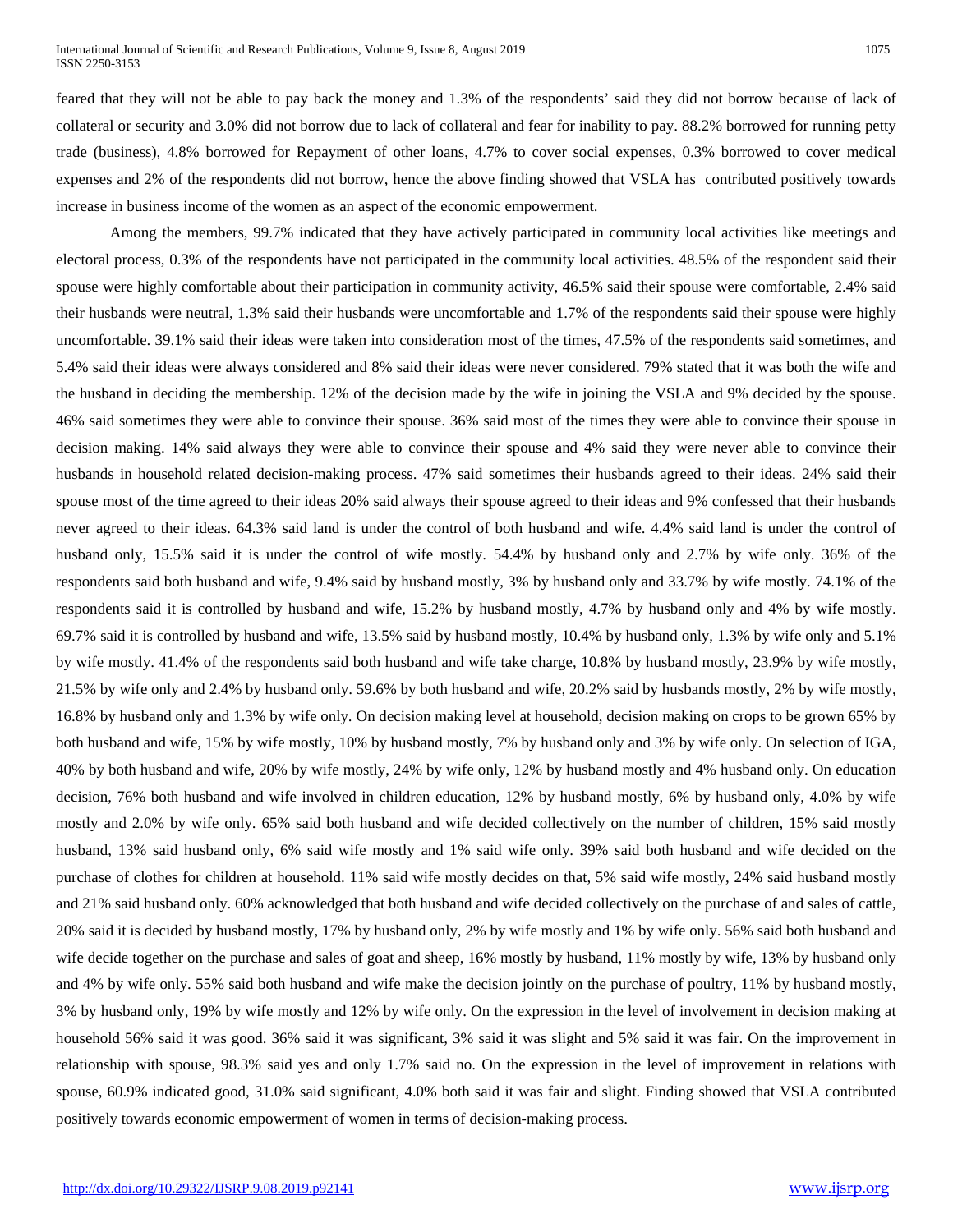feared that they will not be able to pay back the money and 1.3% of the respondents' said they did not borrow because of lack of collateral or security and 3.0% did not borrow due to lack of collateral and fear for inability to pay. 88.2% borrowed for running petty trade (business), 4.8% borrowed for Repayment of other loans, 4.7% to cover social expenses, 0.3% borrowed to cover medical expenses and 2% of the respondents did not borrow, hence the above finding showed that VSLA has contributed positively towards increase in business income of the women as an aspect of the economic empowerment.

Among the members, 99.7% indicated that they have actively participated in community local activities like meetings and electoral process, 0.3% of the respondents have not participated in the community local activities. 48.5% of the respondent said their spouse were highly comfortable about their participation in community activity, 46.5% said their spouse were comfortable, 2.4% said their husbands were neutral, 1.3% said their husbands were uncomfortable and 1.7% of the respondents said their spouse were highly uncomfortable. 39.1% said their ideas were taken into consideration most of the times, 47.5% of the respondents said sometimes, and 5.4% said their ideas were always considered and 8% said their ideas were never considered. 79% stated that it was both the wife and the husband in deciding the membership. 12% of the decision made by the wife in joining the VSLA and 9% decided by the spouse. 46% said sometimes they were able to convince their spouse. 36% said most of the times they were able to convince their spouse in decision making. 14% said always they were able to convince their spouse and 4% said they were never able to convince their husbands in household related decision-making process. 47% said sometimes their husbands agreed to their ideas. 24% said their spouse most of the time agreed to their ideas 20% said always their spouse agreed to their ideas and 9% confessed that their husbands never agreed to their ideas. 64.3% said land is under the control of both husband and wife. 4.4% said land is under the control of husband only, 15.5% said it is under the control of wife mostly. 54.4% by husband only and 2.7% by wife only. 36% of the respondents said both husband and wife, 9.4% said by husband mostly, 3% by husband only and 33.7% by wife mostly. 74.1% of the respondents said it is controlled by husband and wife, 15.2% by husband mostly, 4.7% by husband only and 4% by wife mostly. 69.7% said it is controlled by husband and wife, 13.5% said by husband mostly, 10.4% by husband only, 1.3% by wife only and 5.1% by wife mostly. 41.4% of the respondents said both husband and wife take charge, 10.8% by husband mostly, 23.9% by wife mostly, 21.5% by wife only and 2.4% by husband only. 59.6% by both husband and wife, 20.2% said by husbands mostly, 2% by wife mostly, 16.8% by husband only and 1.3% by wife only. On decision making level at household, decision making on crops to be grown 65% by both husband and wife, 15% by wife mostly, 10% by husband mostly, 7% by husband only and 3% by wife only. On selection of IGA, 40% by both husband and wife, 20% by wife mostly, 24% by wife only, 12% by husband mostly and 4% husband only. On education decision, 76% both husband and wife involved in children education, 12% by husband mostly, 6% by husband only, 4.0% by wife mostly and 2.0% by wife only. 65% said both husband and wife decided collectively on the number of children, 15% said mostly husband, 13% said husband only, 6% said wife mostly and 1% said wife only. 39% said both husband and wife decided on the purchase of clothes for children at household. 11% said wife mostly decides on that, 5% said wife mostly, 24% said husband mostly and 21% said husband only. 60% acknowledged that both husband and wife decided collectively on the purchase of and sales of cattle, 20% said it is decided by husband mostly, 17% by husband only, 2% by wife mostly and 1% by wife only. 56% said both husband and wife decide together on the purchase and sales of goat and sheep, 16% mostly by husband, 11% mostly by wife, 13% by husband only and 4% by wife only. 55% said both husband and wife make the decision jointly on the purchase of poultry, 11% by husband mostly, 3% by husband only, 19% by wife mostly and 12% by wife only. On the expression in the level of involvement in decision making at household 56% said it was good. 36% said it was significant, 3% said it was slight and 5% said it was fair. On the improvement in relationship with spouse, 98.3% said yes and only 1.7% said no. On the expression in the level of improvement in relations with spouse, 60.9% indicated good, 31.0% said significant, 4.0% both said it was fair and slight. Finding showed that VSLA contributed positively towards economic empowerment of women in terms of decision-making process.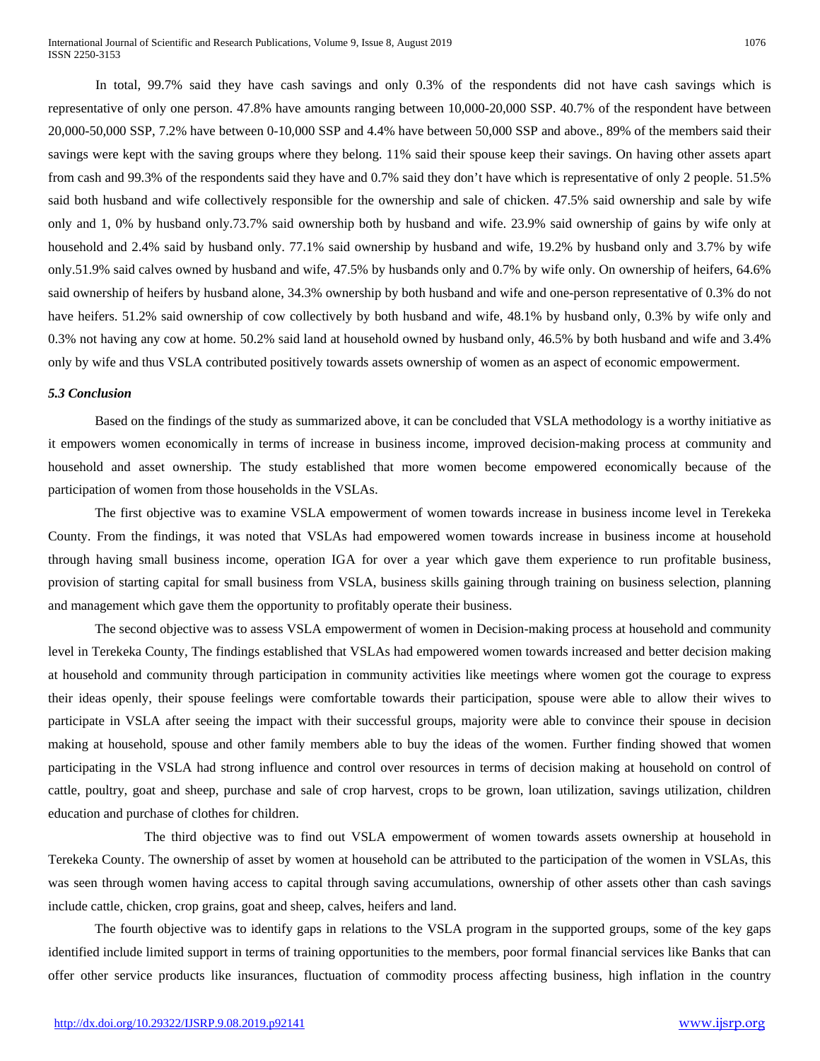In total, 99.7% said they have cash savings and only 0.3% of the respondents did not have cash savings which is representative of only one person. 47.8% have amounts ranging between 10,000-20,000 SSP. 40.7% of the respondent have between 20,000-50,000 SSP, 7.2% have between 0-10,000 SSP and 4.4% have between 50,000 SSP and above., 89% of the members said their savings were kept with the saving groups where they belong. 11% said their spouse keep their savings. On having other assets apart from cash and 99.3% of the respondents said they have and 0.7% said they don't have which is representative of only 2 people. 51.5% said both husband and wife collectively responsible for the ownership and sale of chicken. 47.5% said ownership and sale by wife only and 1, 0% by husband only.73.7% said ownership both by husband and wife. 23.9% said ownership of gains by wife only at household and 2.4% said by husband only. 77.1% said ownership by husband and wife, 19.2% by husband only and 3.7% by wife only.51.9% said calves owned by husband and wife, 47.5% by husbands only and 0.7% by wife only. On ownership of heifers, 64.6% said ownership of heifers by husband alone, 34.3% ownership by both husband and wife and one-person representative of 0.3% do not have heifers. 51.2% said ownership of cow collectively by both husband and wife, 48.1% by husband only, 0.3% by wife only and 0.3% not having any cow at home. 50.2% said land at household owned by husband only, 46.5% by both husband and wife and 3.4% only by wife and thus VSLA contributed positively towards assets ownership of women as an aspect of economic empowerment.

### *5.3 Conclusion*

Based on the findings of the study as summarized above, it can be concluded that VSLA methodology is a worthy initiative as it empowers women economically in terms of increase in business income, improved decision-making process at community and household and asset ownership. The study established that more women become empowered economically because of the participation of women from those households in the VSLAs.

The first objective was to examine VSLA empowerment of women towards increase in business income level in Terekeka County. From the findings, it was noted that VSLAs had empowered women towards increase in business income at household through having small business income, operation IGA for over a year which gave them experience to run profitable business, provision of starting capital for small business from VSLA, business skills gaining through training on business selection, planning and management which gave them the opportunity to profitably operate their business.

The second objective was to assess VSLA empowerment of women in Decision-making process at household and community level in Terekeka County, The findings established that VSLAs had empowered women towards increased and better decision making at household and community through participation in community activities like meetings where women got the courage to express their ideas openly, their spouse feelings were comfortable towards their participation, spouse were able to allow their wives to participate in VSLA after seeing the impact with their successful groups, majority were able to convince their spouse in decision making at household, spouse and other family members able to buy the ideas of the women. Further finding showed that women participating in the VSLA had strong influence and control over resources in terms of decision making at household on control of cattle, poultry, goat and sheep, purchase and sale of crop harvest, crops to be grown, loan utilization, savings utilization, children education and purchase of clothes for children.

The third objective was to find out VSLA empowerment of women towards assets ownership at household in Terekeka County. The ownership of asset by women at household can be attributed to the participation of the women in VSLAs, this was seen through women having access to capital through saving accumulations, ownership of other assets other than cash savings include cattle, chicken, crop grains, goat and sheep, calves, heifers and land.

The fourth objective was to identify gaps in relations to the VSLA program in the supported groups, some of the key gaps identified include limited support in terms of training opportunities to the members, poor formal financial services like Banks that can offer other service products like insurances, fluctuation of commodity process affecting business, high inflation in the country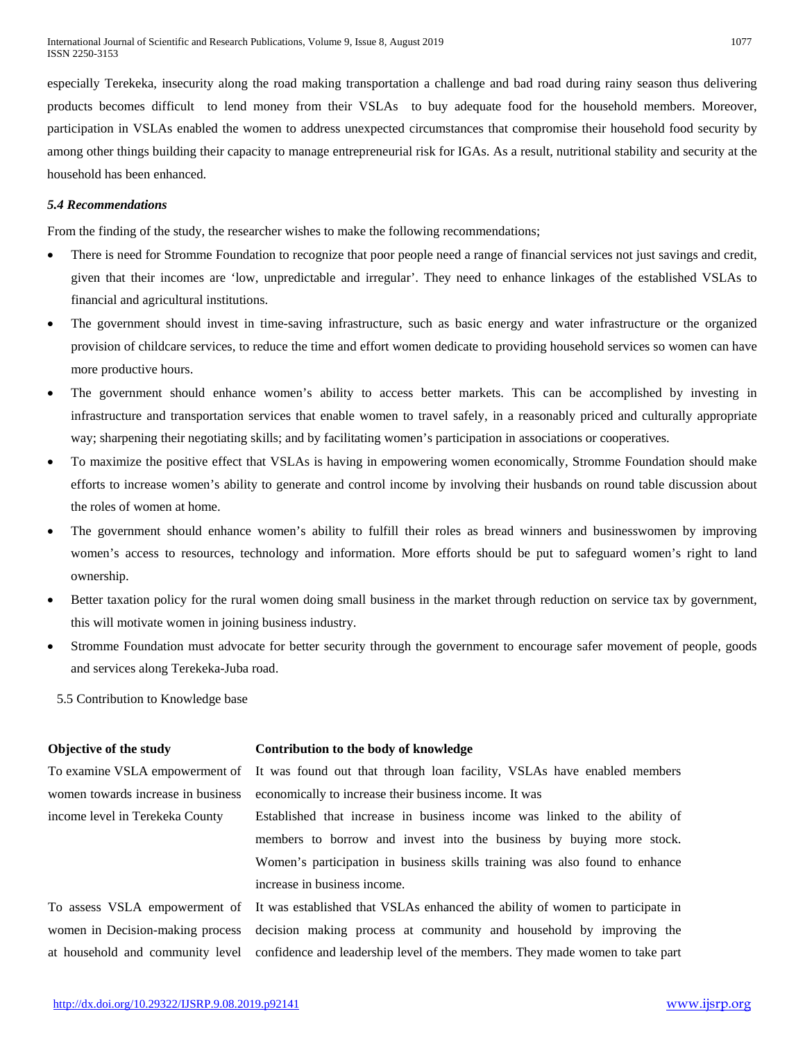especially Terekeka, insecurity along the road making transportation a challenge and bad road during rainy season thus delivering products becomes difficult to lend money from their VSLAs to buy adequate food for the household members. Moreover, participation in VSLAs enabled the women to address unexpected circumstances that compromise their household food security by among other things building their capacity to manage entrepreneurial risk for IGAs. As a result, nutritional stability and security at the household has been enhanced.

### *5.4 Recommendations*

From the finding of the study, the researcher wishes to make the following recommendations;

- There is need for Stromme Foundation to recognize that poor people need a range of financial services not just savings and credit, given that their incomes are 'low, unpredictable and irregular'. They need to enhance linkages of the established VSLAs to financial and agricultural institutions.
- The government should invest in time-saving infrastructure, such as basic energy and water infrastructure or the organized provision of childcare services, to reduce the time and effort women dedicate to providing household services so women can have more productive hours.
- The government should enhance women's ability to access better markets. This can be accomplished by investing in infrastructure and transportation services that enable women to travel safely, in a reasonably priced and culturally appropriate way; sharpening their negotiating skills; and by facilitating women's participation in associations or cooperatives.
- To maximize the positive effect that VSLAs is having in empowering women economically, Stromme Foundation should make efforts to increase women's ability to generate and control income by involving their husbands on round table discussion about the roles of women at home.
- The government should enhance women's ability to fulfill their roles as bread winners and businesswomen by improving women's access to resources, technology and information. More efforts should be put to safeguard women's right to land ownership.
- Better taxation policy for the rural women doing small business in the market through reduction on service tax by government, this will motivate women in joining business industry.
- Stromme Foundation must advocate for better security through the government to encourage safer movement of people, goods and services along Terekeka-Juba road.

5.5 Contribution to Knowledge base

| Objective of the study | Contribution to the body of knowledge |
| --- | --- |
| To examine VSLA empowerment of women towards increase in business income level in Terekeka County | It was found out that through loan facility, VSLAs have enabled members economically to increase their business income. It was Established that increase in business income was linked to the ability of members to borrow and invest into the business by buying more stock. Women's participation in business skills training was also found to enhance increase in business income. |
| To assess VSLA empowerment of women in Decision-making process at household and community level | It was established that VSLAs enhanced the ability of women to participate in decision making process at community and household by improving the confidence and leadership level of the members. They made women to take part |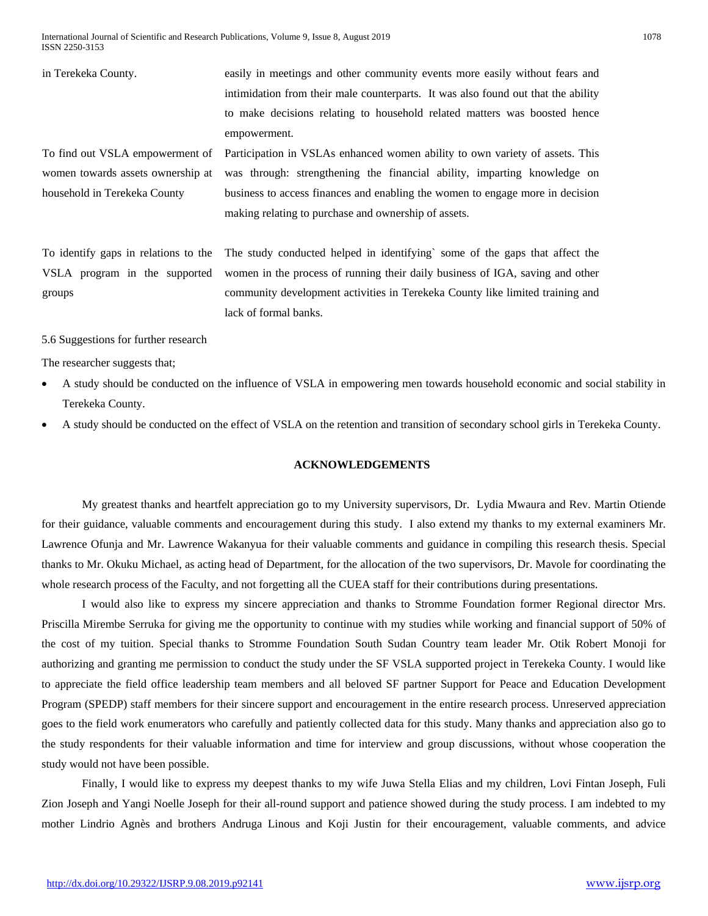| | |
|---|---|
| in Terekeka County. | easily in meetings and other community events more easily without fears and intimidation from their male counterparts. It was also found out that the ability to make decisions relating to household related matters was boosted hence empowerment. |
| To find out VSLA empowerment of women towards assets ownership at household in Terekeka County | Participation in VSLAs enhanced women ability to own variety of assets. This was through: strengthening the financial ability, imparting knowledge on business to access finances and enabling the women to engage more in decision making relating to purchase and ownership of assets. |
| To identify gaps in relations to the VSLA program in the supported groups | The study conducted helped in identifying` some of the gaps that affect the women in the process of running their daily business of IGA, saving and other community development activities in Terekeka County like limited training and lack of formal banks. |

5.6 Suggestions for further research

The researcher suggests that;

- A study should be conducted on the influence of VSLA in empowering men towards household economic and social stability in Terekeka County.
- A study should be conducted on the effect of VSLA on the retention and transition of secondary school girls in Terekeka County.

## ACKNOWLEDGEMENTS

My greatest thanks and heartfelt appreciation go to my University supervisors, Dr. Lydia Mwaura and Rev. Martin Otiende for their guidance, valuable comments and encouragement during this study. I also extend my thanks to my external examiners Mr. Lawrence Ofunja and Mr. Lawrence Wakanyua for their valuable comments and guidance in compiling this research thesis. Special thanks to Mr. Okuku Michael, as acting head of Department, for the allocation of the two supervisors, Dr. Mavole for coordinating the whole research process of the Faculty, and not forgetting all the CUEA staff for their contributions during presentations.

I would also like to express my sincere appreciation and thanks to Stromme Foundation former Regional director Mrs. Priscilla Mirembe Serruka for giving me the opportunity to continue with my studies while working and financial support of 50% of the cost of my tuition. Special thanks to Stromme Foundation South Sudan Country team leader Mr. Otik Robert Monoji for authorizing and granting me permission to conduct the study under the SF VSLA supported project in Terekeka County. I would like to appreciate the field office leadership team members and all beloved SF partner Support for Peace and Education Development Program (SPEDP) staff members for their sincere support and encouragement in the entire research process. Unreserved appreciation goes to the field work enumerators who carefully and patiently collected data for this study. Many thanks and appreciation also go to the study respondents for their valuable information and time for interview and group discussions, without whose cooperation the study would not have been possible.

Finally, I would like to express my deepest thanks to my wife Juwa Stella Elias and my children, Lovi Fintan Joseph, Fuli Zion Joseph and Yangi Noelle Joseph for their all-round support and patience showed during the study process. I am indebted to my mother Lindrio Agnès and brothers Andruga Linous and Koji Justin for their encouragement, valuable comments, and advice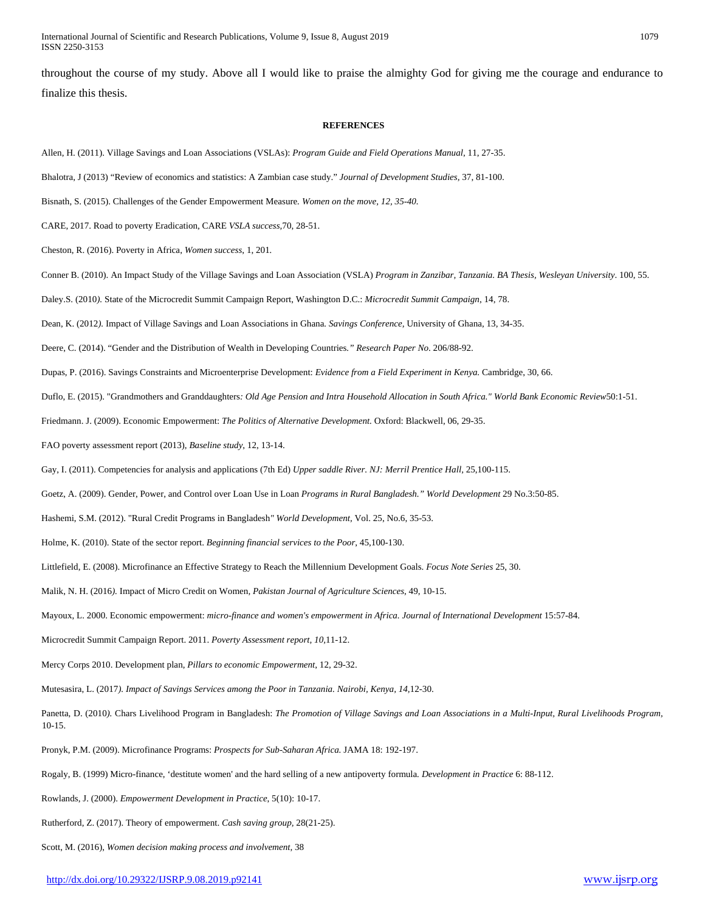throughout the course of my study. Above all I would like to praise the almighty God for giving me the courage and endurance to finalize this thesis.

**REFERENCES**

Allen, H. (2011). Village Savings and Loan Associations (VSLAs): *Program Guide and Field Operations Manual*, 11, 27-35.

Bhalotra, J (2013) "Review of economics and statistics: A Zambian case study." *Journal of Development Studies*, 37, 81-100.

Bisnath, S. (2015). Challenges of the Gender Empowerment Measure. *Women on the move, 12, 35-40.*

CARE, 2017. Road to poverty Eradication, CARE *VSLA success*,70, 28-51.

Cheston, R. (2016). Poverty in Africa, *Women success*, 1, 201.

Conner B. (2010). An Impact Study of the Village Savings and Loan Association (VSLA) *Program in Zanzibar, Tanzania. BA Thesis, Wesleyan University*. 100, 55.

Daley.S. (2010*).* State of the Microcredit Summit Campaign Report, Washington D.C.: *Microcredit Summit Campaign*, 14, 78.

Dean, K. (2012*).* Impact of Village Savings and Loan Associations in Ghana*. Savings Conference*, University of Ghana, 13, 34-35.

Deere, C. (2014). "Gender and the Distribution of Wealth in Developing Countries*." Research Paper No*. 206/88-92.

Dupas, P. (2016). Savings Constraints and Microenterprise Development: *Evidence from a Field Experiment in Kenya.* Cambridge, 30, 66.

Duflo, E. (2015). "Grandmothers and Granddaughters*: Old Age Pension and Intra Household Allocation in South Africa." World Bank Economic Review*50:1-51.

Friedmann. J. (2009). Economic Empowerment: *The Politics of Alternative Development.* Oxford: Blackwell, 06, 29-35.

FAO poverty assessment report (2013), *Baseline study*, 12, 13-14.

Gay, I. (2011). Competencies for analysis and applications (7th Ed) *Upper saddle River. NJ: Merril Prentice Hall*, 25,100-115.

Goetz, A. (2009). Gender, Power, and Control over Loan Use in Loan *Programs in Rural Bangladesh." World Development* 29 No.3:50-85.

Hashemi, S.M. (2012). "Rural Credit Programs in Bangladesh*" World Development*, Vol. 25, No.6, 35-53.

Holme, K. (2010). State of the sector report. *Beginning financial services to the Poor*, 45,100-130.

Littlefield, E. (2008). Microfinance an Effective Strategy to Reach the Millennium Development Goals. *Focus Note Series* 25, 30.

Malik, N. H. (2016*).* Impact of Micro Credit on Women*, Pakistan Journal of Agriculture Sciences*, 49, 10-15.

Mayoux, L. 2000. Economic empowerment: *micro-finance and women's empowerment in Africa. Journal of International Development* 15:57-84.

Microcredit Summit Campaign Report. 2011. *Poverty Assessment report, 10,*11-12.

Mercy Corps 2010. Development plan, *Pillars to economic Empowerment*, 12, 29-32.

Mutesasira, L. (2017*). Impact of Savings Services among the Poor in Tanzania. Nairobi, Kenya, 14,*12-30.

Panetta, D. (2010*).* Chars Livelihood Program in Bangladesh: *The Promotion of Village Savings and Loan Associations in a Multi-Input, Rural Livelihoods Program*, 10-15.

Pronyk, P.M. (2009). Microfinance Programs: *Prospects for Sub-Saharan Africa.* JAMA 18: 192-197.

Rogaly, B. (1999) Micro-finance, 'destitute women' and the hard selling of a new antipoverty formula*. Development in Practice* 6: 88-112.

Rowlands, J. (2000). *Empowerment Development in Practice*, 5(10): 10-17.

Rutherford, Z. (2017). Theory of empowerment. *Cash saving group,* 28(21-25).

Scott, M. (2016), *Women decision making process and involvement,* 38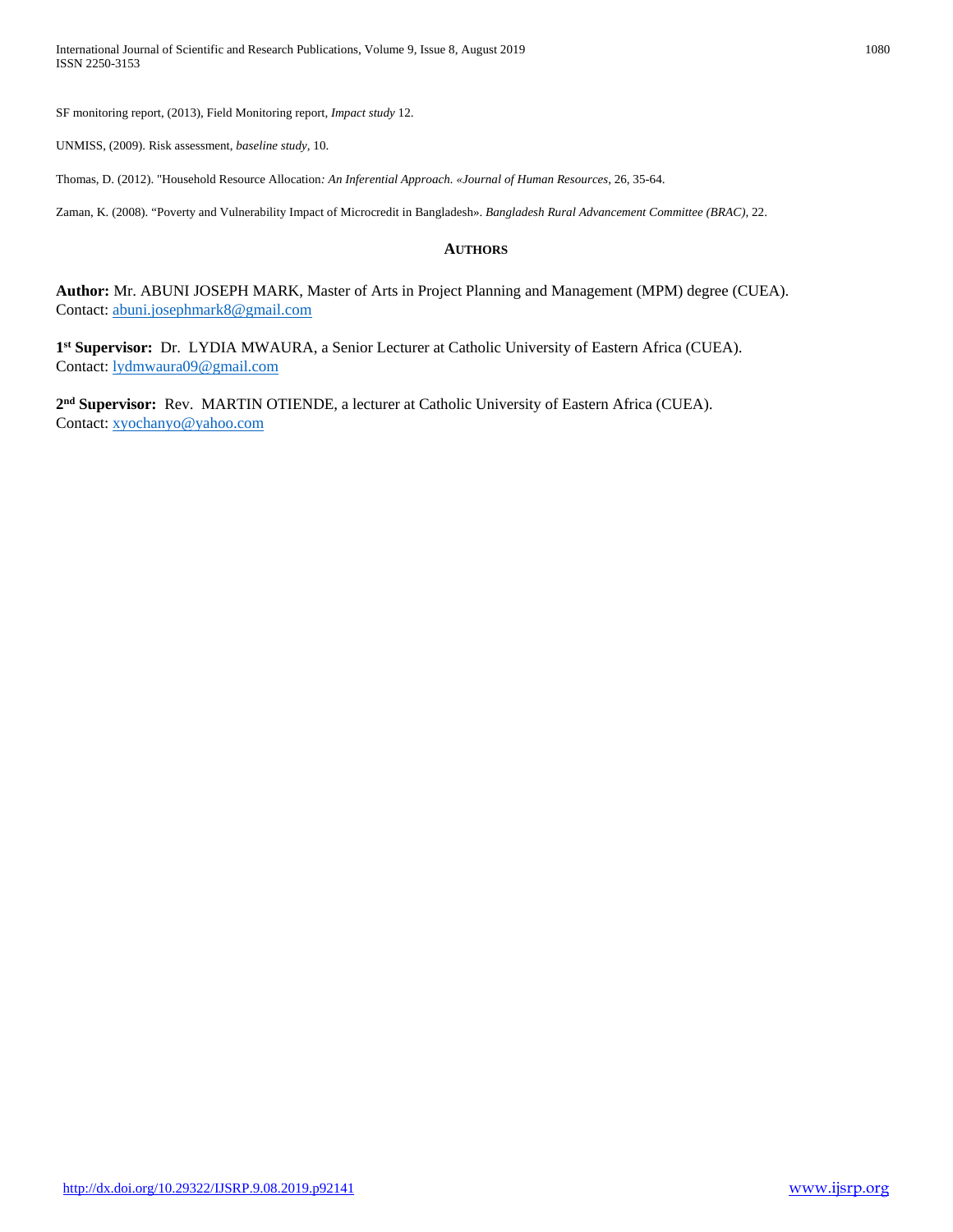SF monitoring report, (2013), Field Monitoring report, *Impact study* 12.

UNMISS, (2009). Risk assessment, *baseline study*, 10.

Thomas, D. (2012). "Household Resource Allocation*: An Inferential Approach. «Journal of Human Resources*, 26, 35-64.

Zaman, K. (2008). "Poverty and Vulnerability Impact of Microcredit in Bangladesh». *Bangladesh Rural Advancement Committee (BRAC)*, 22.

## AUTHORS

**Author:** Mr. ABUNI JOSEPH MARK, Master of Arts in Project Planning and Management (MPM) degree (CUEA).
Contact: abuni.josephmark8@gmail.com

**1st Supervisor:** Dr. LYDIA MWAURA, a Senior Lecturer at Catholic University of Eastern Africa (CUEA).
Contact: lydmwaura09@gmail.com

**2nd Supervisor:** Rev. MARTIN OTIENDE, a lecturer at Catholic University of Eastern Africa (CUEA).
Contact: xyochanyo@yahoo.com